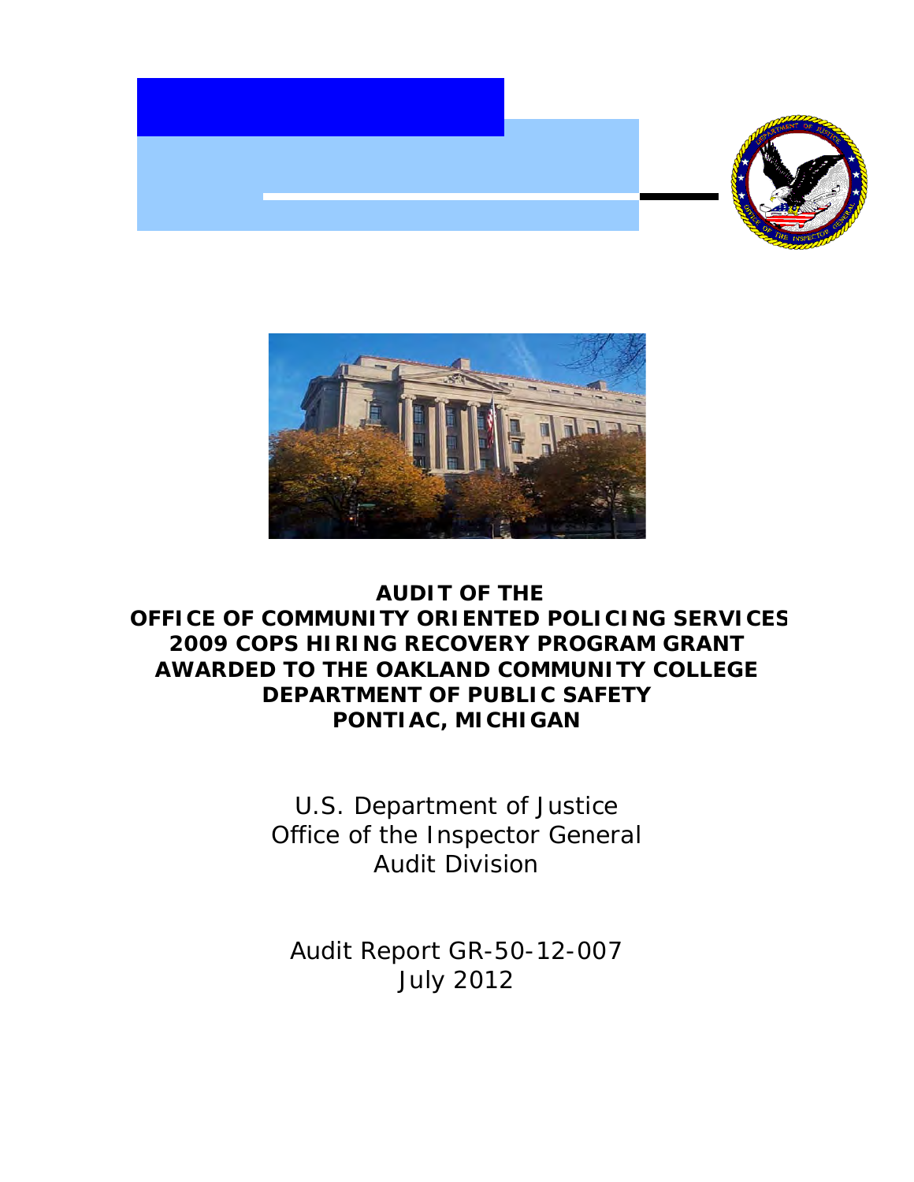# AUDIT OF THE OFFICE OF COMMUNITY ORIENTED POLICING SERVICES 2009 COPS HIRING RECOVERY PROGRAM GRANT AWARDED TO THE OAKLAND COMMUNITY COLLEGE DEPARTMENT OF PUBLIC SAFETY PONTIAC, MICHIGAN

U.S. Department of Justice
Office of the Inspector General
Audit Division

Audit Report GR-50-12-007
July 2012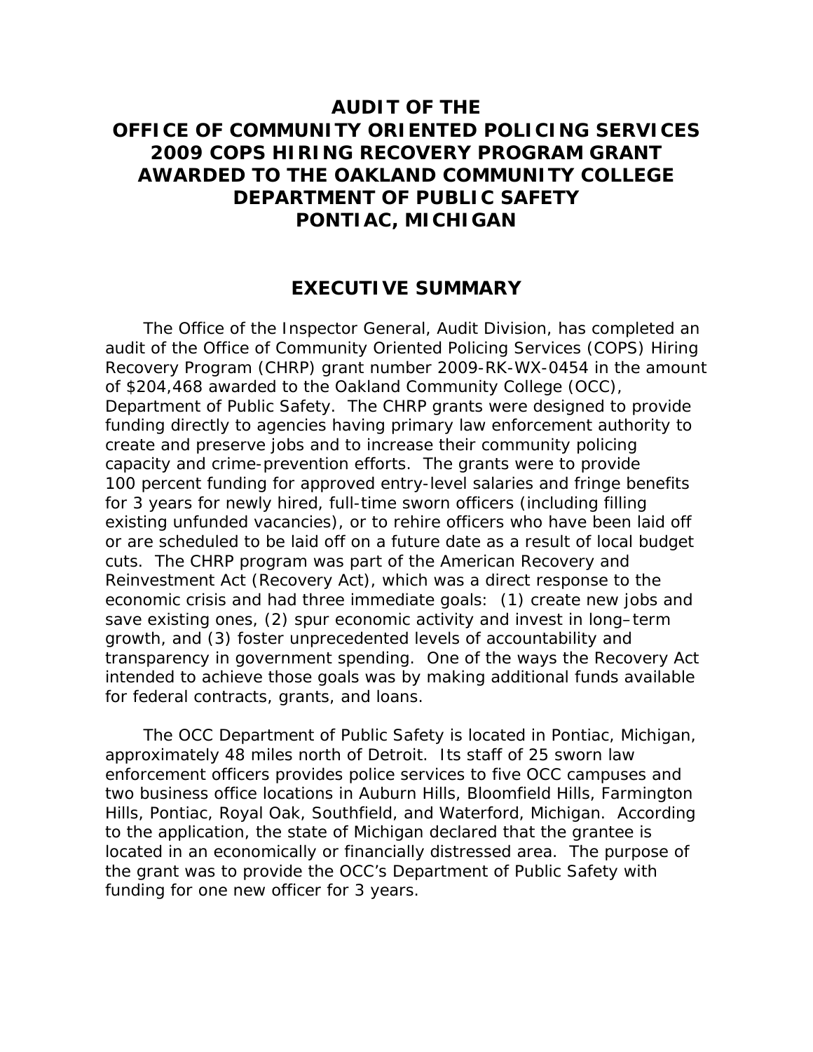# AUDIT OF THE OFFICE OF COMMUNITY ORIENTED POLICING SERVICES 2009 COPS HIRING RECOVERY PROGRAM GRANT AWARDED TO THE OAKLAND COMMUNITY COLLEGE DEPARTMENT OF PUBLIC SAFETY PONTIAC, MICHIGAN

## EXECUTIVE SUMMARY

The Office of the Inspector General, Audit Division, has completed an audit of the Office of Community Oriented Policing Services (COPS) Hiring Recovery Program (CHRP) grant number 2009-RK-WX-0454 in the amount of $204,468 awarded to the Oakland Community College (OCC), Department of Public Safety. The CHRP grants were designed to provide funding directly to agencies having primary law enforcement authority to create and preserve jobs and to increase their community policing capacity and crime-prevention efforts. The grants were to provide 100 percent funding for approved entry-level salaries and fringe benefits for 3 years for newly hired, full-time sworn officers (including filling existing unfunded vacancies), or to rehire officers who have been laid off or are scheduled to be laid off on a future date as a result of local budget cuts. The CHRP program was part of the American Recovery and Reinvestment Act (Recovery Act), which was a direct response to the economic crisis and had three immediate goals: (1) create new jobs and save existing ones, (2) spur economic activity and invest in long–term growth, and (3) foster unprecedented levels of accountability and transparency in government spending. One of the ways the Recovery Act intended to achieve those goals was by making additional funds available for federal contracts, grants, and loans.

The OCC Department of Public Safety is located in Pontiac, Michigan, approximately 48 miles north of Detroit. Its staff of 25 sworn law enforcement officers provides police services to five OCC campuses and two business office locations in Auburn Hills, Bloomfield Hills, Farmington Hills, Pontiac, Royal Oak, Southfield, and Waterford, Michigan. According to the application, the state of Michigan declared that the grantee is located in an economically or financially distressed area. The purpose of the grant was to provide the OCC's Department of Public Safety with funding for one new officer for 3 years.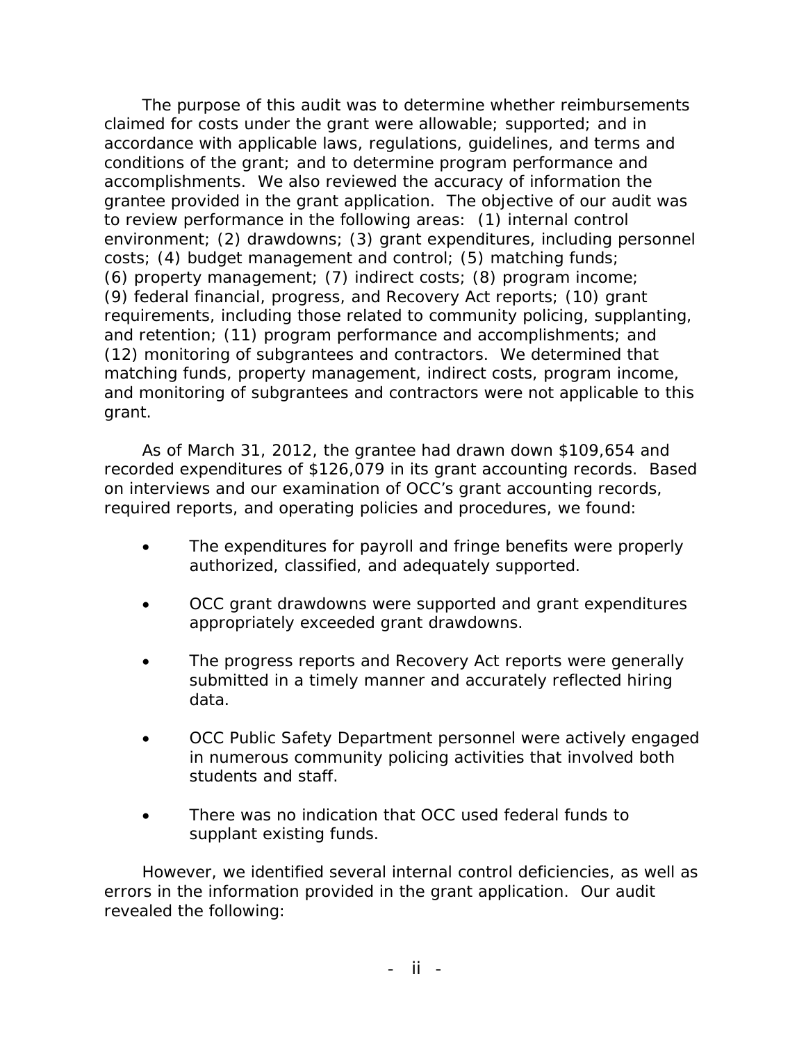The purpose of this audit was to determine whether reimbursements claimed for costs under the grant were allowable; supported; and in accordance with applicable laws, regulations, guidelines, and terms and conditions of the grant; and to determine program performance and accomplishments. We also reviewed the accuracy of information the grantee provided in the grant application. The objective of our audit was to review performance in the following areas: (1) internal control environment; (2) drawdowns; (3) grant expenditures, including personnel costs; (4) budget management and control; (5) matching funds; (6) property management; (7) indirect costs; (8) program income; (9) federal financial, progress, and Recovery Act reports; (10) grant requirements, including those related to community policing, supplanting, and retention; (11) program performance and accomplishments; and (12) monitoring of subgrantees and contractors. We determined that matching funds, property management, indirect costs, program income, and monitoring of subgrantees and contractors were not applicable to this grant.

As of March 31, 2012, the grantee had drawn down $109,654 and recorded expenditures of $126,079 in its grant accounting records. Based on interviews and our examination of OCC's grant accounting records, required reports, and operating policies and procedures, we found:

- The expenditures for payroll and fringe benefits were properly authorized, classified, and adequately supported.
- OCC grant drawdowns were supported and grant expenditures appropriately exceeded grant drawdowns.
- The progress reports and Recovery Act reports were generally submitted in a timely manner and accurately reflected hiring data.
- OCC Public Safety Department personnel were actively engaged in numerous community policing activities that involved both students and staff.
- There was no indication that OCC used federal funds to supplant existing funds.

However, we identified several internal control deficiencies, as well as errors in the information provided in the grant application. Our audit revealed the following: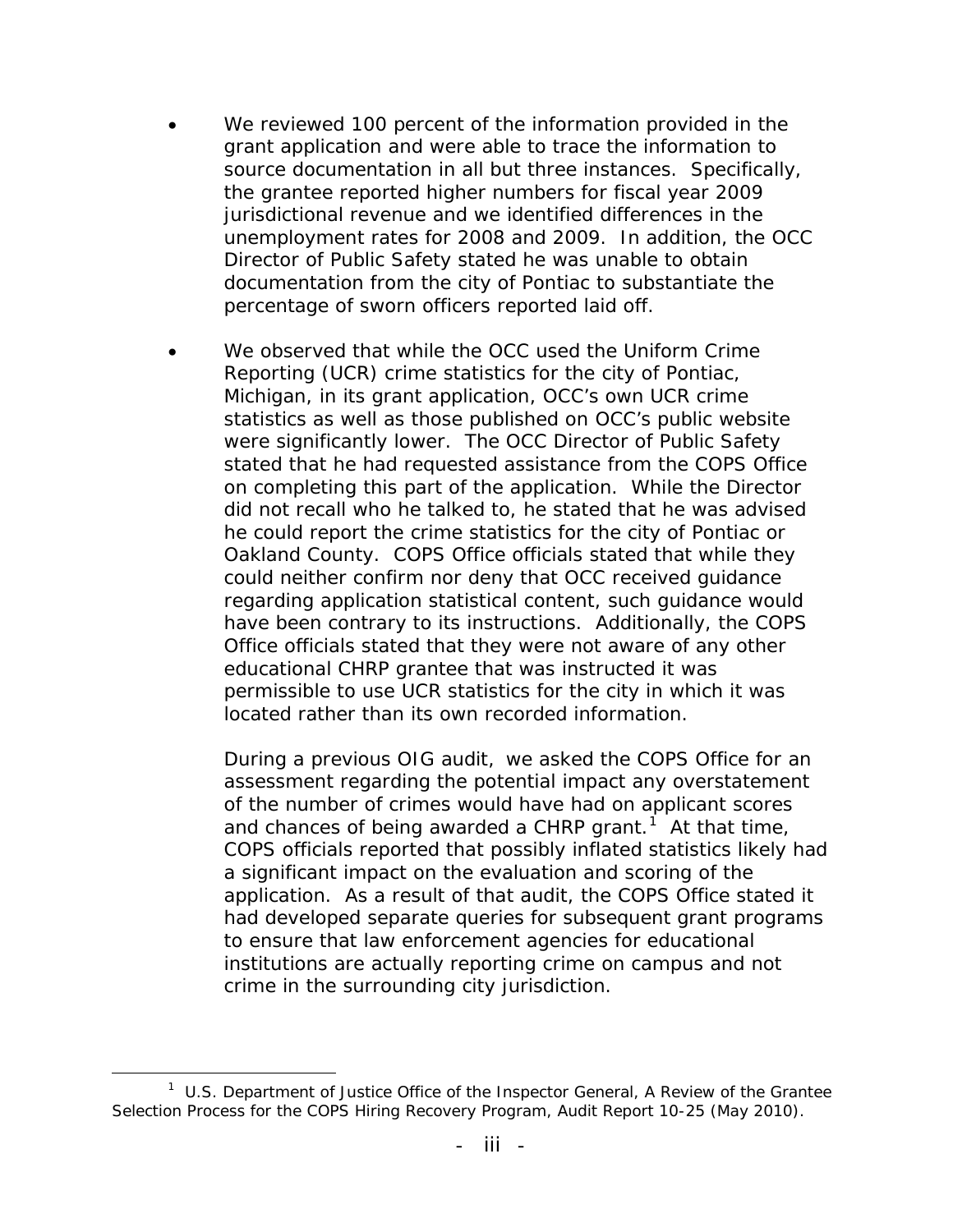- We reviewed 100 percent of the information provided in the grant application and were able to trace the information to source documentation in all but three instances. Specifically, the grantee reported higher numbers for fiscal year 2009 jurisdictional revenue and we identified differences in the unemployment rates for 2008 and 2009. In addition, the OCC Director of Public Safety stated he was unable to obtain documentation from the city of Pontiac to substantiate the percentage of sworn officers reported laid off.

- We observed that while the OCC used the Uniform Crime Reporting (UCR) crime statistics for the city of Pontiac, Michigan, in its grant application, OCC's own UCR crime statistics as well as those published on OCC's public website were significantly lower. The OCC Director of Public Safety stated that he had requested assistance from the COPS Office on completing this part of the application. While the Director did not recall who he talked to, he stated that he was advised he could report the crime statistics for the city of Pontiac or Oakland County. COPS Office officials stated that while they could neither confirm nor deny that OCC received guidance regarding application statistical content, such guidance would have been contrary to its instructions. Additionally, the COPS Office officials stated that they were not aware of any other educational CHRP grantee that was instructed it was permissible to use UCR statistics for the city in which it was located rather than its own recorded information.

  During a previous OIG audit, we asked the COPS Office for an assessment regarding the potential impact any overstatement of the number of crimes would have had on applicant scores and chances of being awarded a CHRP grant.[1] At that time, COPS officials reported that possibly inflated statistics likely had a significant impact on the evaluation and scoring of the application. As a result of that audit, the COPS Office stated it had developed separate queries for subsequent grant programs to ensure that law enforcement agencies for educational institutions are actually reporting crime on campus and not crime in the surrounding city jurisdiction.

---

[1] U.S. Department of Justice Office of the Inspector General, A Review of the Grantee Selection Process for the COPS Hiring Recovery Program, Audit Report 10-25 (May 2010).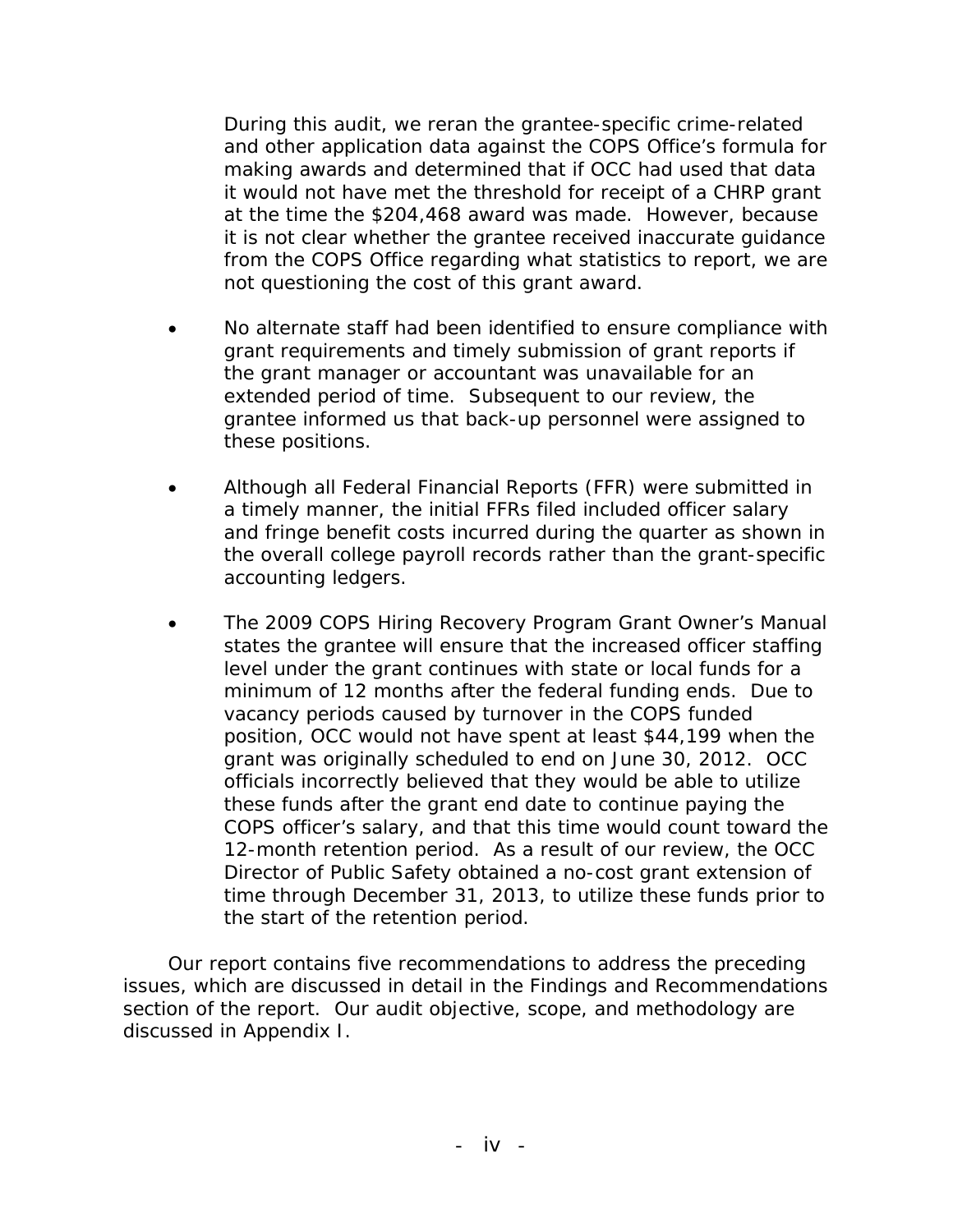During this audit, we reran the grantee-specific crime-related and other application data against the COPS Office's formula for making awards and determined that if OCC had used that data it would not have met the threshold for receipt of a CHRP grant at the time the $204,468 award was made. However, because it is not clear whether the grantee received inaccurate guidance from the COPS Office regarding what statistics to report, we are not questioning the cost of this grant award.

- No alternate staff had been identified to ensure compliance with grant requirements and timely submission of grant reports if the grant manager or accountant was unavailable for an extended period of time. Subsequent to our review, the grantee informed us that back-up personnel were assigned to these positions.

- Although all Federal Financial Reports (FFR) were submitted in a timely manner, the initial FFRs filed included officer salary and fringe benefit costs incurred during the quarter as shown in the overall college payroll records rather than the grant-specific accounting ledgers.

- The 2009 COPS Hiring Recovery Program Grant Owner's Manual states the grantee will ensure that the increased officer staffing level under the grant continues with state or local funds for a minimum of 12 months after the federal funding ends. Due to vacancy periods caused by turnover in the COPS funded position, OCC would not have spent at least $44,199 when the grant was originally scheduled to end on June 30, 2012. OCC officials incorrectly believed that they would be able to utilize these funds after the grant end date to continue paying the COPS officer's salary, and that this time would count toward the 12-month retention period. As a result of our review, the OCC Director of Public Safety obtained a no-cost grant extension of time through December 31, 2013, to utilize these funds prior to the start of the retention period.

Our report contains five recommendations to address the preceding issues, which are discussed in detail in the Findings and Recommendations section of the report. Our audit objective, scope, and methodology are discussed in Appendix I.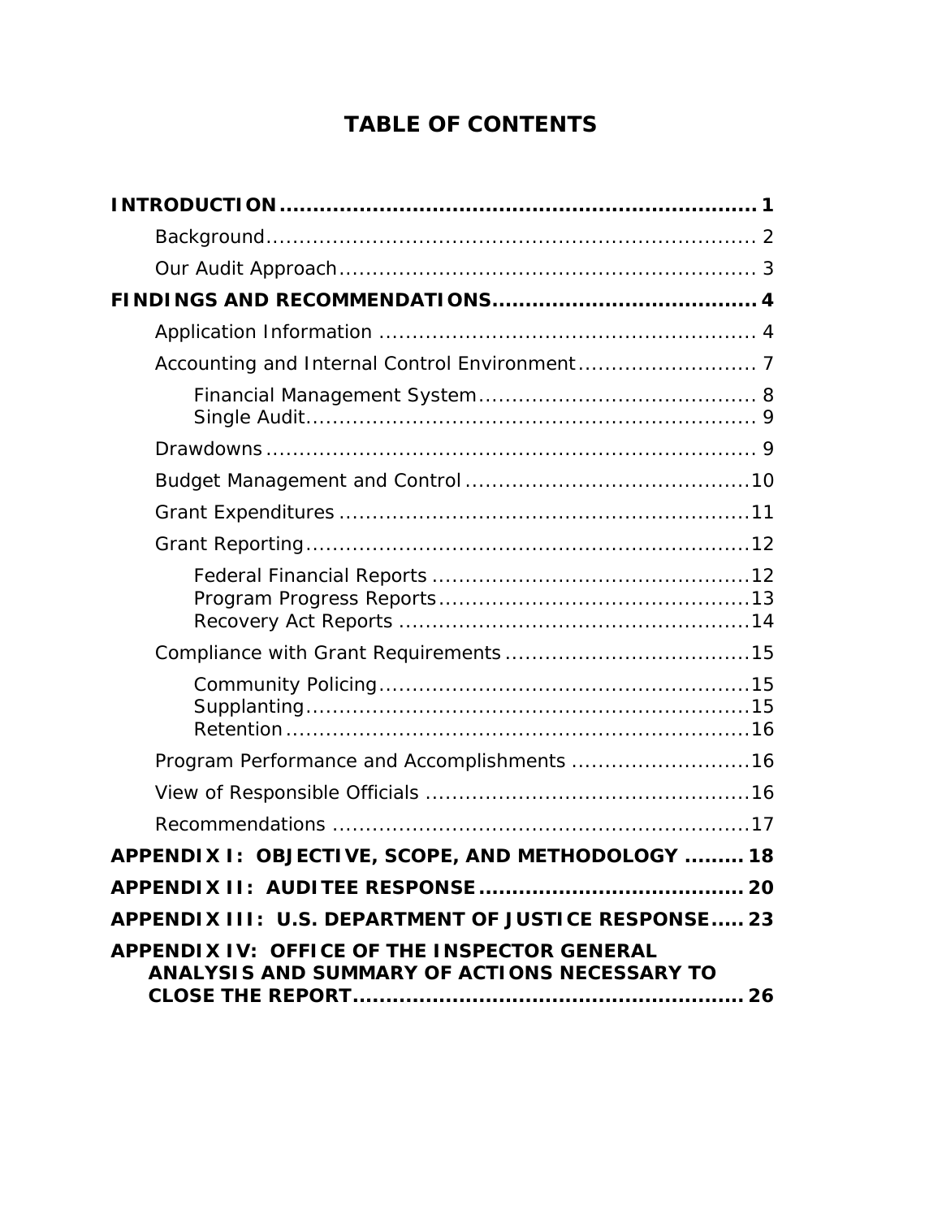# TABLE OF CONTENTS

**INTRODUCTION** .................................................................... **1**

- Background ............................................................................ 2
- Our Audit Approach ................................................................. 3

**FINDINGS AND RECOMMENDATIONS** ........................................ **4**

- Application Information ............................................................ 4
- Accounting and Internal Control Environment ............................. 7
  - Financial Management System ............................................. 8
  - Single Audit ....................................................................... 9
- Drawdowns ............................................................................. 9
- Budget Management and Control ............................................. 10
- Grant Expenditures ................................................................ 11
- Grant Reporting ..................................................................... 12
  - Federal Financial Reports ................................................... 12
  - Program Progress Reports .................................................. 13
  - Recovery Act Reports ........................................................ 14
- Compliance with Grant Requirements ....................................... 15
  - Community Policing ........................................................... 15
  - Supplanting ...................................................................... 15
  - Retention ......................................................................... 16
- Program Performance and Accomplishments ............................. 16
- View of Responsible Officials ................................................... 16
- Recommendations ................................................................. 17

**APPENDIX I: OBJECTIVE, SCOPE, AND METHODOLOGY** ......... **18**

**APPENDIX II: AUDITEE RESPONSE** ......................................... **20**

**APPENDIX III: U.S. DEPARTMENT OF JUSTICE RESPONSE** ..... **23**

**APPENDIX IV: OFFICE OF THE INSPECTOR GENERAL ANALYSIS AND SUMMARY OF ACTIONS NECESSARY TO CLOSE THE REPORT** ........................................................... **26**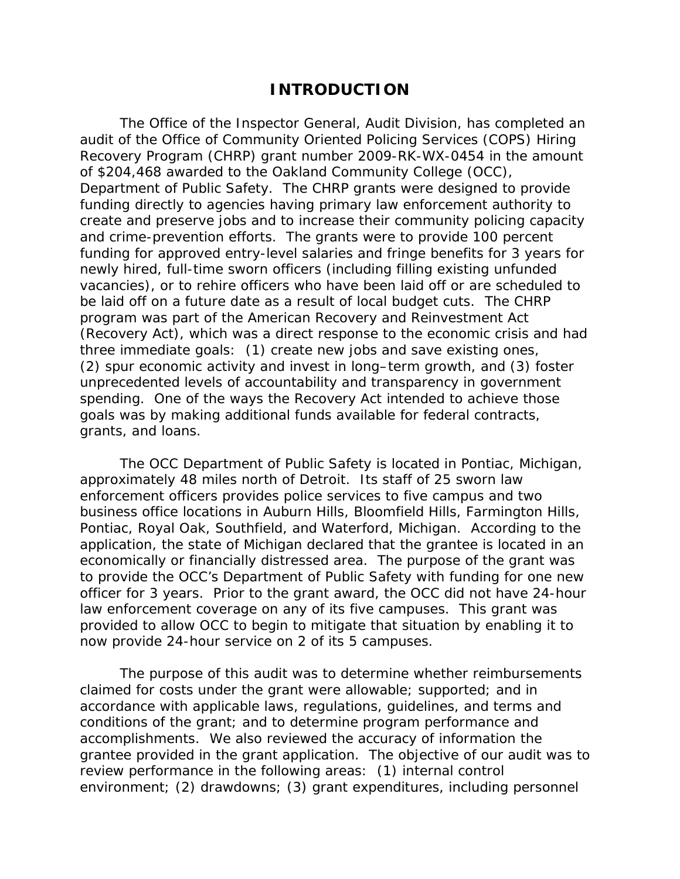# INTRODUCTION

The Office of the Inspector General, Audit Division, has completed an audit of the Office of Community Oriented Policing Services (COPS) Hiring Recovery Program (CHRP) grant number 2009-RK-WX-0454 in the amount of $204,468 awarded to the Oakland Community College (OCC), Department of Public Safety. The CHRP grants were designed to provide funding directly to agencies having primary law enforcement authority to create and preserve jobs and to increase their community policing capacity and crime-prevention efforts. The grants were to provide 100 percent funding for approved entry-level salaries and fringe benefits for 3 years for newly hired, full-time sworn officers (including filling existing unfunded vacancies), or to rehire officers who have been laid off or are scheduled to be laid off on a future date as a result of local budget cuts. The CHRP program was part of the American Recovery and Reinvestment Act (Recovery Act), which was a direct response to the economic crisis and had three immediate goals: (1) create new jobs and save existing ones, (2) spur economic activity and invest in long–term growth, and (3) foster unprecedented levels of accountability and transparency in government spending. One of the ways the Recovery Act intended to achieve those goals was by making additional funds available for federal contracts, grants, and loans.

The OCC Department of Public Safety is located in Pontiac, Michigan, approximately 48 miles north of Detroit. Its staff of 25 sworn law enforcement officers provides police services to five campus and two business office locations in Auburn Hills, Bloomfield Hills, Farmington Hills, Pontiac, Royal Oak, Southfield, and Waterford, Michigan. According to the application, the state of Michigan declared that the grantee is located in an economically or financially distressed area. The purpose of the grant was to provide the OCC's Department of Public Safety with funding for one new officer for 3 years. Prior to the grant award, the OCC did not have 24-hour law enforcement coverage on any of its five campuses. This grant was provided to allow OCC to begin to mitigate that situation by enabling it to now provide 24-hour service on 2 of its 5 campuses.

The purpose of this audit was to determine whether reimbursements claimed for costs under the grant were allowable; supported; and in accordance with applicable laws, regulations, guidelines, and terms and conditions of the grant; and to determine program performance and accomplishments. We also reviewed the accuracy of information the grantee provided in the grant application. The objective of our audit was to review performance in the following areas: (1) internal control environment; (2) drawdowns; (3) grant expenditures, including personnel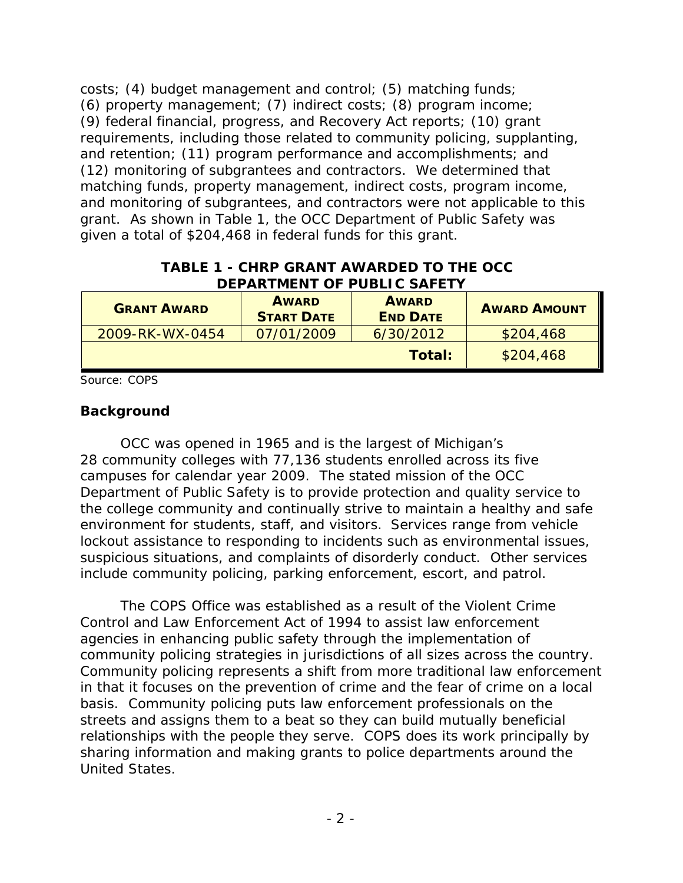costs; (4) budget management and control; (5) matching funds; (6) property management; (7) indirect costs; (8) program income; (9) federal financial, progress, and Recovery Act reports; (10) grant requirements, including those related to community policing, supplanting, and retention; (11) program performance and accomplishments; and (12) monitoring of subgrantees and contractors. We determined that matching funds, property management, indirect costs, program income, and monitoring of subgrantees, and contractors were not applicable to this grant. As shown in Table 1, the OCC Department of Public Safety was given a total of $204,468 in federal funds for this grant.

**TABLE 1 - CHRP GRANT AWARDED TO THE OCC DEPARTMENT OF PUBLIC SAFETY**

| GRANT AWARD | AWARD START DATE | AWARD END DATE | AWARD AMOUNT |
|---|---|---|---|
| 2009-RK-WX-0454 | 07/01/2009 | 6/30/2012 | $204,468 |
| | | **Total:** | $204,468 |

Source: COPS

## Background

OCC was opened in 1965 and is the largest of Michigan's 28 community colleges with 77,136 students enrolled across its five campuses for calendar year 2009. The stated mission of the OCC Department of Public Safety is to provide protection and quality service to the college community and continually strive to maintain a healthy and safe environment for students, staff, and visitors. Services range from vehicle lockout assistance to responding to incidents such as environmental issues, suspicious situations, and complaints of disorderly conduct. Other services include community policing, parking enforcement, escort, and patrol.

The COPS Office was established as a result of the Violent Crime Control and Law Enforcement Act of 1994 to assist law enforcement agencies in enhancing public safety through the implementation of community policing strategies in jurisdictions of all sizes across the country. Community policing represents a shift from more traditional law enforcement in that it focuses on the prevention of crime and the fear of crime on a local basis. Community policing puts law enforcement professionals on the streets and assigns them to a beat so they can build mutually beneficial relationships with the people they serve. COPS does its work principally by sharing information and making grants to police departments around the United States.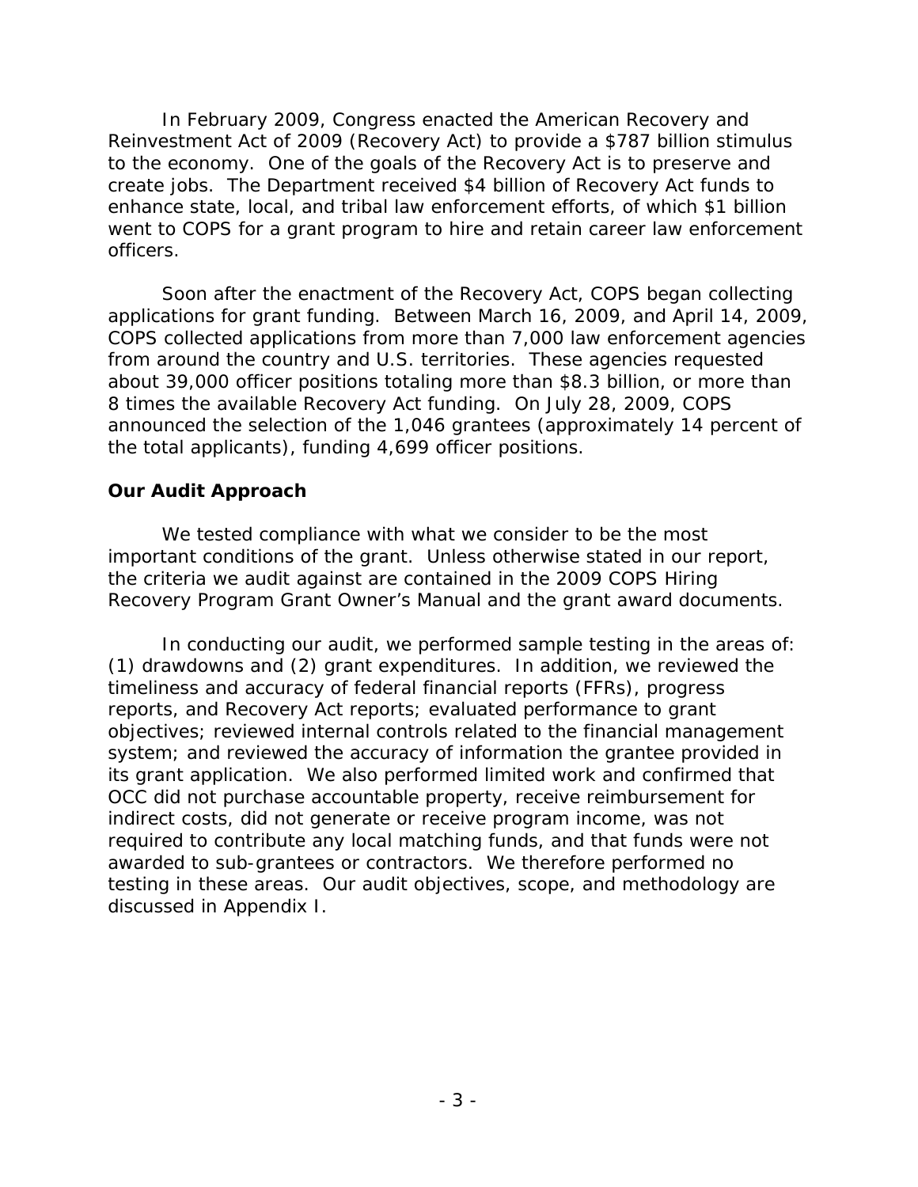In February 2009, Congress enacted the American Recovery and Reinvestment Act of 2009 (Recovery Act) to provide a $787 billion stimulus to the economy. One of the goals of the Recovery Act is to preserve and create jobs. The Department received $4 billion of Recovery Act funds to enhance state, local, and tribal law enforcement efforts, of which $1 billion went to COPS for a grant program to hire and retain career law enforcement officers.

Soon after the enactment of the Recovery Act, COPS began collecting applications for grant funding. Between March 16, 2009, and April 14, 2009, COPS collected applications from more than 7,000 law enforcement agencies from around the country and U.S. territories. These agencies requested about 39,000 officer positions totaling more than $8.3 billion, or more than 8 times the available Recovery Act funding. On July 28, 2009, COPS announced the selection of the 1,046 grantees (approximately 14 percent of the total applicants), funding 4,699 officer positions.

## Our Audit Approach

We tested compliance with what we consider to be the most important conditions of the grant. Unless otherwise stated in our report, the criteria we audit against are contained in the 2009 COPS Hiring Recovery Program Grant Owner's Manual and the grant award documents.

In conducting our audit, we performed sample testing in the areas of: (1) drawdowns and (2) grant expenditures. In addition, we reviewed the timeliness and accuracy of federal financial reports (FFRs), progress reports, and Recovery Act reports; evaluated performance to grant objectives; reviewed internal controls related to the financial management system; and reviewed the accuracy of information the grantee provided in its grant application. We also performed limited work and confirmed that OCC did not purchase accountable property, receive reimbursement for indirect costs, did not generate or receive program income, was not required to contribute any local matching funds, and that funds were not awarded to sub-grantees or contractors. We therefore performed no testing in these areas. Our audit objectives, scope, and methodology are discussed in Appendix I.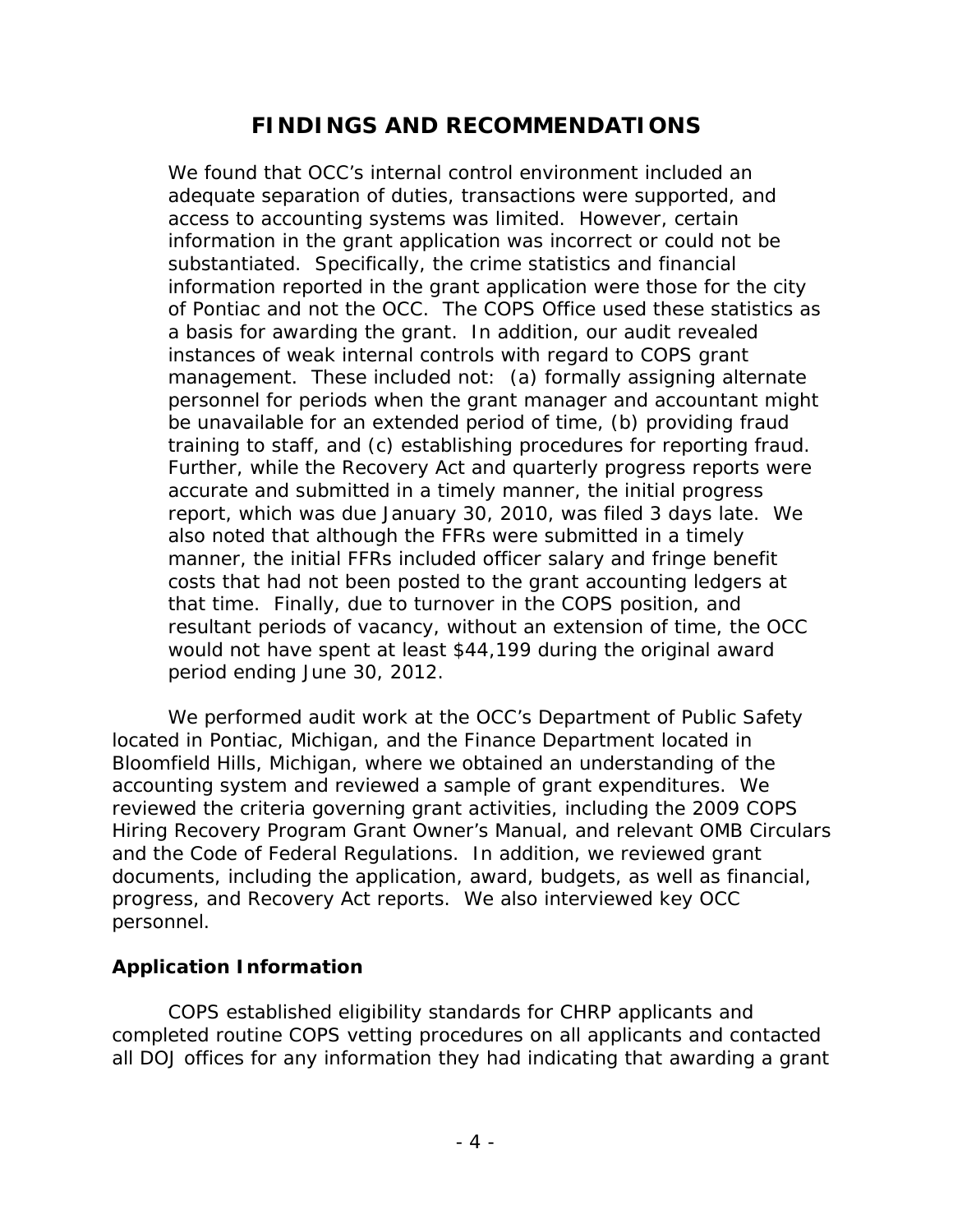# FINDINGS AND RECOMMENDATIONS

> We found that OCC's internal control environment included an adequate separation of duties, transactions were supported, and access to accounting systems was limited. However, certain information in the grant application was incorrect or could not be substantiated. Specifically, the crime statistics and financial information reported in the grant application were those for the city of Pontiac and not the OCC. The COPS Office used these statistics as a basis for awarding the grant. In addition, our audit revealed instances of weak internal controls with regard to COPS grant management. These included not: (a) formally assigning alternate personnel for periods when the grant manager and accountant might be unavailable for an extended period of time, (b) providing fraud training to staff, and (c) establishing procedures for reporting fraud. Further, while the Recovery Act and quarterly progress reports were accurate and submitted in a timely manner, the initial progress report, which was due January 30, 2010, was filed 3 days late. We also noted that although the FFRs were submitted in a timely manner, the initial FFRs included officer salary and fringe benefit costs that had not been posted to the grant accounting ledgers at that time. Finally, due to turnover in the COPS position, and resultant periods of vacancy, without an extension of time, the OCC would not have spent at least $44,199 during the original award period ending June 30, 2012.

We performed audit work at the OCC's Department of Public Safety located in Pontiac, Michigan, and the Finance Department located in Bloomfield Hills, Michigan, where we obtained an understanding of the accounting system and reviewed a sample of grant expenditures. We reviewed the criteria governing grant activities, including the 2009 COPS Hiring Recovery Program Grant Owner's Manual, and relevant OMB Circulars and the Code of Federal Regulations. In addition, we reviewed grant documents, including the application, award, budgets, as well as financial, progress, and Recovery Act reports. We also interviewed key OCC personnel.

## Application Information

COPS established eligibility standards for CHRP applicants and completed routine COPS vetting procedures on all applicants and contacted all DOJ offices for any information they had indicating that awarding a grant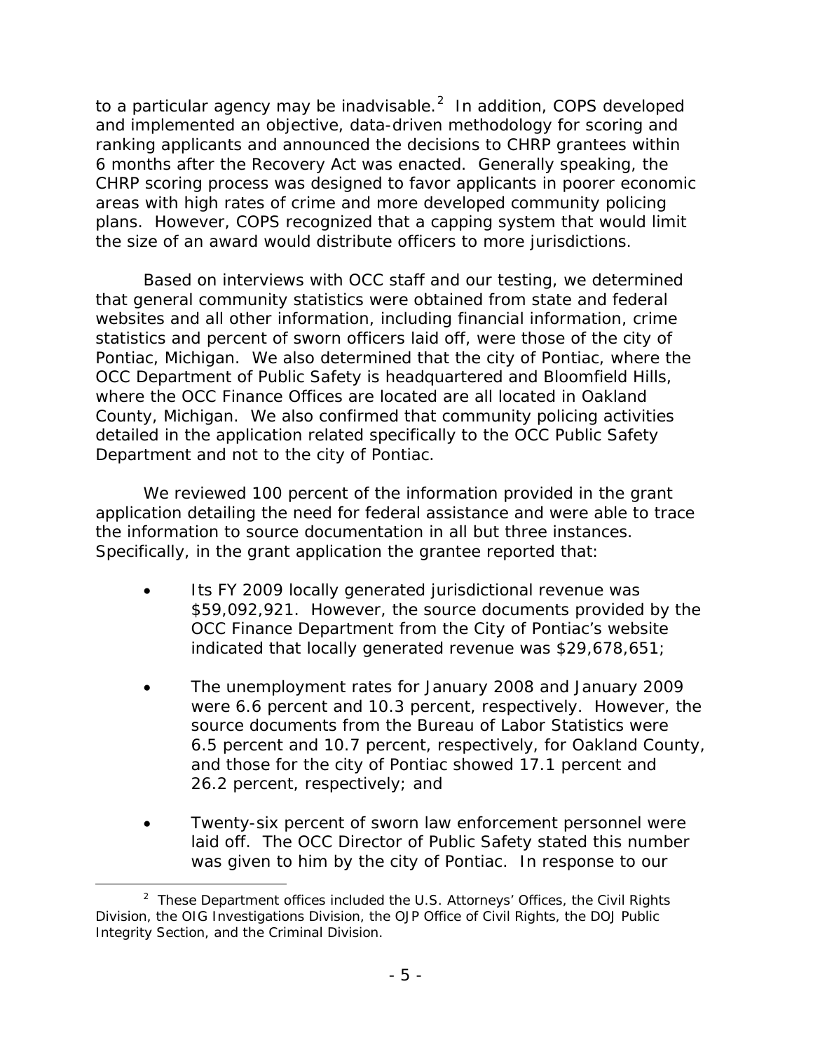to a particular agency may be inadvisable.[2] In addition, COPS developed and implemented an objective, data-driven methodology for scoring and ranking applicants and announced the decisions to CHRP grantees within 6 months after the Recovery Act was enacted. Generally speaking, the CHRP scoring process was designed to favor applicants in poorer economic areas with high rates of crime and more developed community policing plans. However, COPS recognized that a capping system that would limit the size of an award would distribute officers to more jurisdictions.

Based on interviews with OCC staff and our testing, we determined that general community statistics were obtained from state and federal websites and all other information, including financial information, crime statistics and percent of sworn officers laid off, were those of the city of Pontiac, Michigan. We also determined that the city of Pontiac, where the OCC Department of Public Safety is headquartered and Bloomfield Hills, where the OCC Finance Offices are located are all located in Oakland County, Michigan. We also confirmed that community policing activities detailed in the application related specifically to the OCC Public Safety Department and not to the city of Pontiac.

We reviewed 100 percent of the information provided in the grant application detailing the need for federal assistance and were able to trace the information to source documentation in all but three instances. Specifically, in the grant application the grantee reported that:

- Its FY 2009 locally generated jurisdictional revenue was \$59,092,921. However, the source documents provided by the OCC Finance Department from the City of Pontiac's website indicated that locally generated revenue was \$29,678,651;

- The unemployment rates for January 2008 and January 2009 were 6.6 percent and 10.3 percent, respectively. However, the source documents from the Bureau of Labor Statistics were 6.5 percent and 10.7 percent, respectively, for Oakland County, and those for the city of Pontiac showed 17.1 percent and 26.2 percent, respectively; and

- Twenty-six percent of sworn law enforcement personnel were laid off. The OCC Director of Public Safety stated this number was given to him by the city of Pontiac. In response to our

[2] These Department offices included the U.S. Attorneys' Offices, the Civil Rights Division, the OIG Investigations Division, the OJP Office of Civil Rights, the DOJ Public Integrity Section, and the Criminal Division.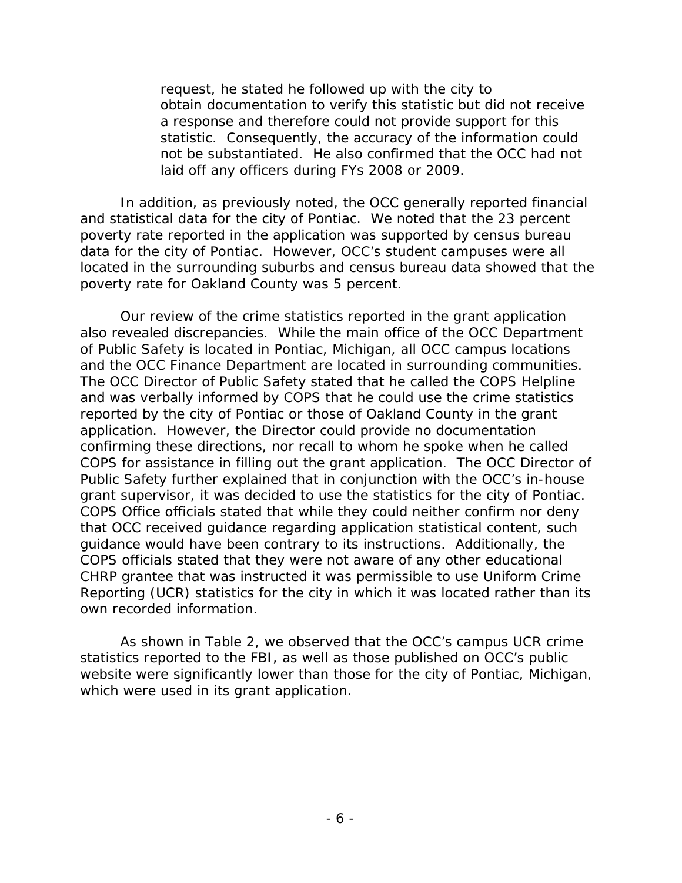request, he stated he followed up with the city to obtain documentation to verify this statistic but did not receive a response and therefore could not provide support for this statistic. Consequently, the accuracy of the information could not be substantiated. He also confirmed that the OCC had not laid off any officers during FYs 2008 or 2009.

In addition, as previously noted, the OCC generally reported financial and statistical data for the city of Pontiac. We noted that the 23 percent poverty rate reported in the application was supported by census bureau data for the city of Pontiac. However, OCC's student campuses were all located in the surrounding suburbs and census bureau data showed that the poverty rate for Oakland County was 5 percent.

Our review of the crime statistics reported in the grant application also revealed discrepancies. While the main office of the OCC Department of Public Safety is located in Pontiac, Michigan, all OCC campus locations and the OCC Finance Department are located in surrounding communities. The OCC Director of Public Safety stated that he called the COPS Helpline and was verbally informed by COPS that he could use the crime statistics reported by the city of Pontiac or those of Oakland County in the grant application. However, the Director could provide no documentation confirming these directions, nor recall to whom he spoke when he called COPS for assistance in filling out the grant application. The OCC Director of Public Safety further explained that in conjunction with the OCC's in-house grant supervisor, it was decided to use the statistics for the city of Pontiac. COPS Office officials stated that while they could neither confirm nor deny that OCC received guidance regarding application statistical content, such guidance would have been contrary to its instructions. Additionally, the COPS officials stated that they were not aware of any other educational CHRP grantee that was instructed it was permissible to use Uniform Crime Reporting (UCR) statistics for the city in which it was located rather than its own recorded information.

As shown in Table 2, we observed that the OCC's campus UCR crime statistics reported to the FBI, as well as those published on OCC's public website were significantly lower than those for the city of Pontiac, Michigan, which were used in its grant application.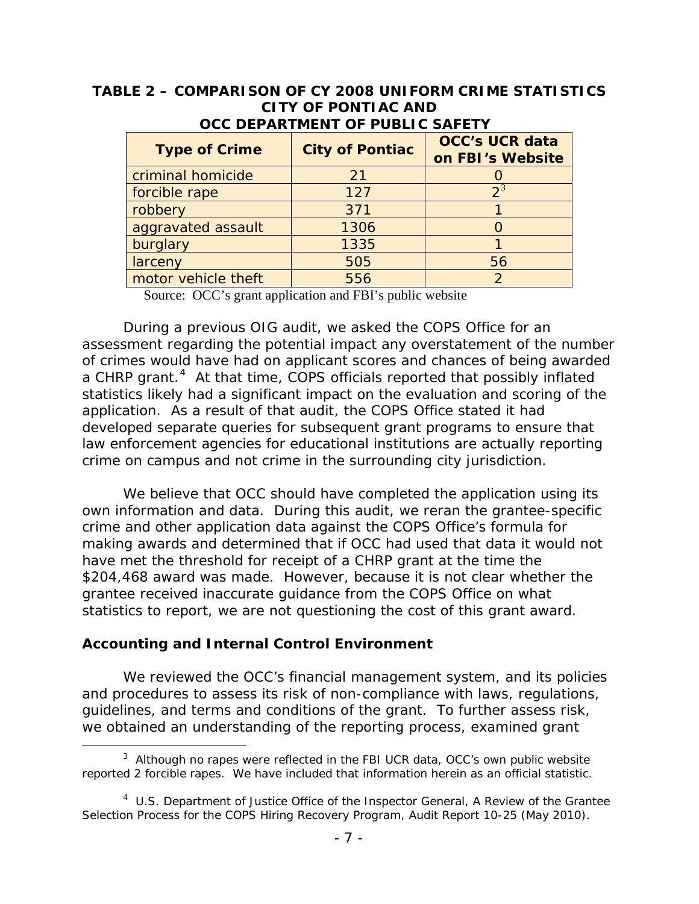**TABLE 2 – COMPARISON OF CY 2008 UNIFORM CRIME STATISTICS CITY OF PONTIAC AND OCC DEPARTMENT OF PUBLIC SAFETY**

| Type of Crime | City of Pontiac | OCC's UCR data on FBI's Website |
|---|---|---|
| criminal homicide | 21 | 0 |
| forcible rape | 127 | 2[3] |
| robbery | 371 | 1 |
| aggravated assault | 1306 | 0 |
| burglary | 1335 | 1 |
| larceny | 505 | 56 |
| motor vehicle theft | 556 | 2 |

Source: OCC's grant application and FBI's public website

During a previous OIG audit, we asked the COPS Office for an assessment regarding the potential impact any overstatement of the number of crimes would have had on applicant scores and chances of being awarded a CHRP grant.[4] At that time, COPS officials reported that possibly inflated statistics likely had a significant impact on the evaluation and scoring of the application. As a result of that audit, the COPS Office stated it had developed separate queries for subsequent grant programs to ensure that law enforcement agencies for educational institutions are actually reporting crime on campus and not crime in the surrounding city jurisdiction.

We believe that OCC should have completed the application using its own information and data. During this audit, we reran the grantee-specific crime and other application data against the COPS Office's formula for making awards and determined that if OCC had used that data it would not have met the threshold for receipt of a CHRP grant at the time the $204,468 award was made. However, because it is not clear whether the grantee received inaccurate guidance from the COPS Office on what statistics to report, we are not questioning the cost of this grant award.

### Accounting and Internal Control Environment

We reviewed the OCC's financial management system, and its policies and procedures to assess its risk of non-compliance with laws, regulations, guidelines, and terms and conditions of the grant. To further assess risk, we obtained an understanding of the reporting process, examined grant

---

[3] Although no rapes were reflected in the FBI UCR data, OCC's own public website reported 2 forcible rapes. We have included that information herein as an official statistic.

[4] U.S. Department of Justice Office of the Inspector General, A Review of the Grantee Selection Process for the COPS Hiring Recovery Program, Audit Report 10-25 (May 2010).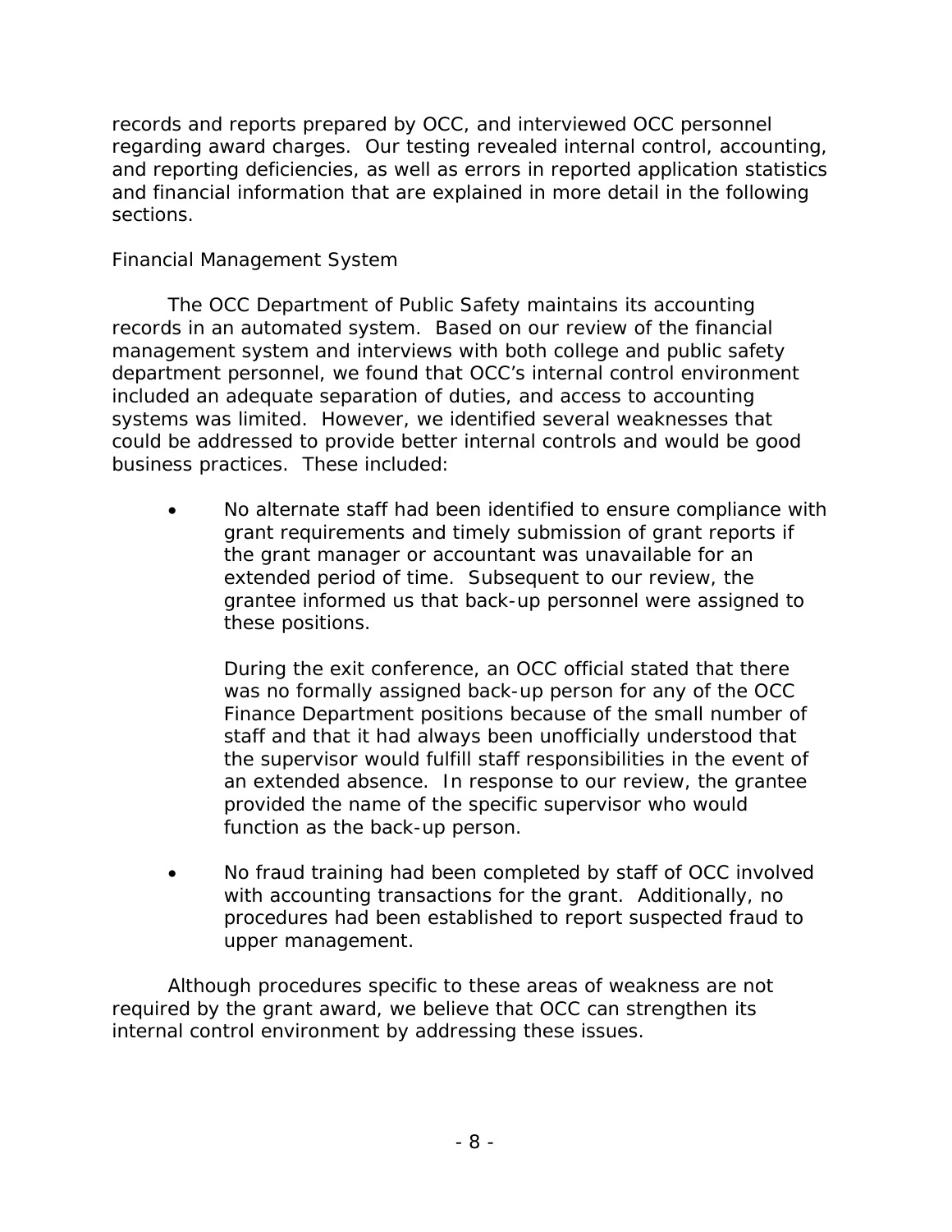records and reports prepared by OCC, and interviewed OCC personnel regarding award charges. Our testing revealed internal control, accounting, and reporting deficiencies, as well as errors in reported application statistics and financial information that are explained in more detail in the following sections.

### Financial Management System

The OCC Department of Public Safety maintains its accounting records in an automated system. Based on our review of the financial management system and interviews with both college and public safety department personnel, we found that OCC's internal control environment included an adequate separation of duties, and access to accounting systems was limited. However, we identified several weaknesses that could be addressed to provide better internal controls and would be good business practices. These included:

- No alternate staff had been identified to ensure compliance with grant requirements and timely submission of grant reports if the grant manager or accountant was unavailable for an extended period of time. Subsequent to our review, the grantee informed us that back-up personnel were assigned to these positions.

  During the exit conference, an OCC official stated that there was no formally assigned back-up person for any of the OCC Finance Department positions because of the small number of staff and that it had always been unofficially understood that the supervisor would fulfill staff responsibilities in the event of an extended absence. In response to our review, the grantee provided the name of the specific supervisor who would function as the back-up person.

- No fraud training had been completed by staff of OCC involved with accounting transactions for the grant. Additionally, no procedures had been established to report suspected fraud to upper management.

Although procedures specific to these areas of weakness are not required by the grant award, we believe that OCC can strengthen its internal control environment by addressing these issues.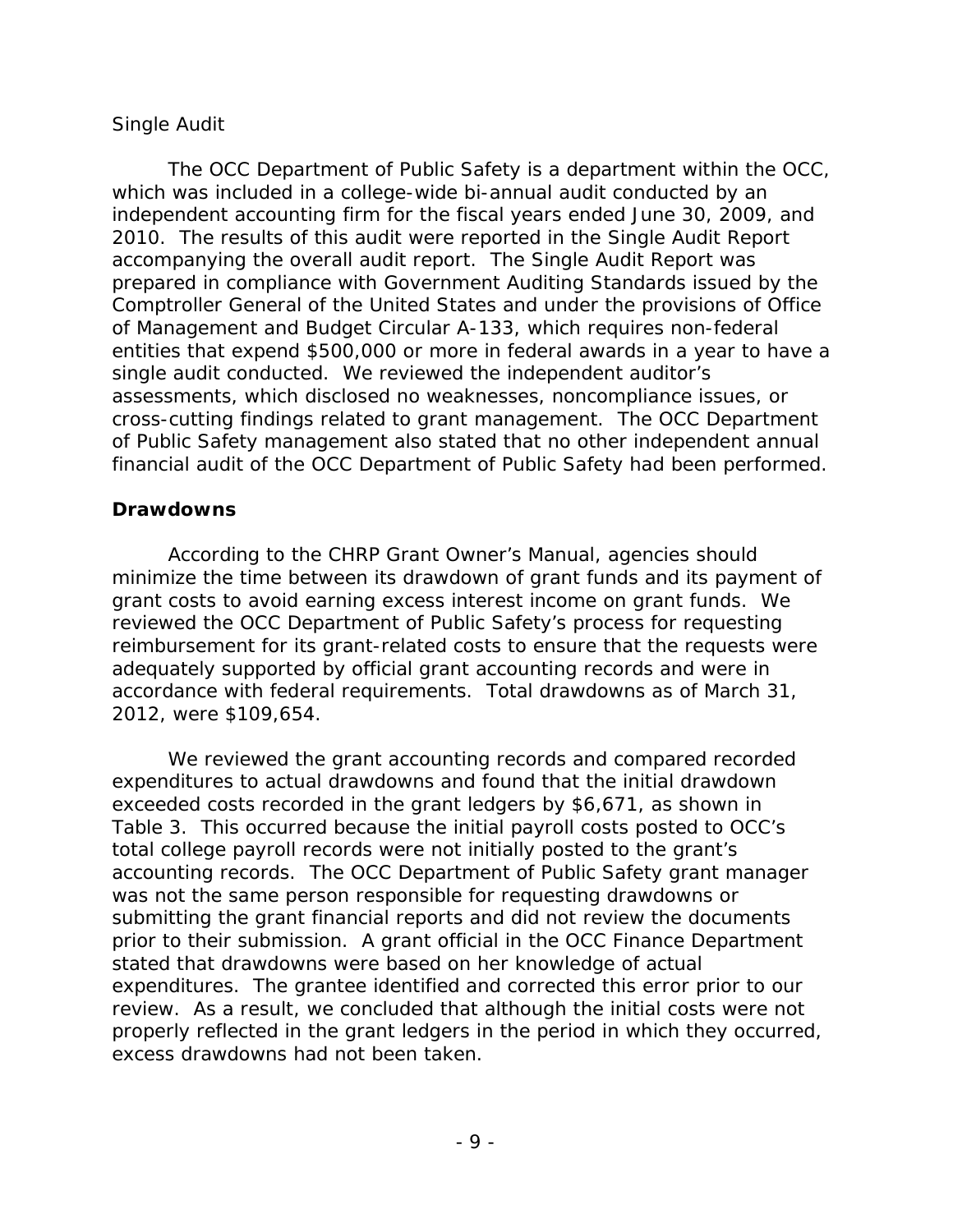*Single Audit*

The OCC Department of Public Safety is a department within the OCC, which was included in a college-wide bi-annual audit conducted by an independent accounting firm for the fiscal years ended June 30, 2009, and 2010. The results of this audit were reported in the Single Audit Report accompanying the overall audit report. The Single Audit Report was prepared in compliance with Government Auditing Standards issued by the Comptroller General of the United States and under the provisions of Office of Management and Budget Circular A-133, which requires non-federal entities that expend $500,000 or more in federal awards in a year to have a single audit conducted. We reviewed the independent auditor's assessments, which disclosed no weaknesses, noncompliance issues, or cross-cutting findings related to grant management. The OCC Department of Public Safety management also stated that no other independent annual financial audit of the OCC Department of Public Safety had been performed.

**Drawdowns**

According to the CHRP Grant Owner's Manual, agencies should minimize the time between its drawdown of grant funds and its payment of grant costs to avoid earning excess interest income on grant funds. We reviewed the OCC Department of Public Safety's process for requesting reimbursement for its grant-related costs to ensure that the requests were adequately supported by official grant accounting records and were in accordance with federal requirements. Total drawdowns as of March 31, 2012, were $109,654.

We reviewed the grant accounting records and compared recorded expenditures to actual drawdowns and found that the initial drawdown exceeded costs recorded in the grant ledgers by $6,671, as shown in Table 3. This occurred because the initial payroll costs posted to OCC's total college payroll records were not initially posted to the grant's accounting records. The OCC Department of Public Safety grant manager was not the same person responsible for requesting drawdowns or submitting the grant financial reports and did not review the documents prior to their submission. A grant official in the OCC Finance Department stated that drawdowns were based on her knowledge of actual expenditures. The grantee identified and corrected this error prior to our review. As a result, we concluded that although the initial costs were not properly reflected in the grant ledgers in the period in which they occurred, excess drawdowns had not been taken.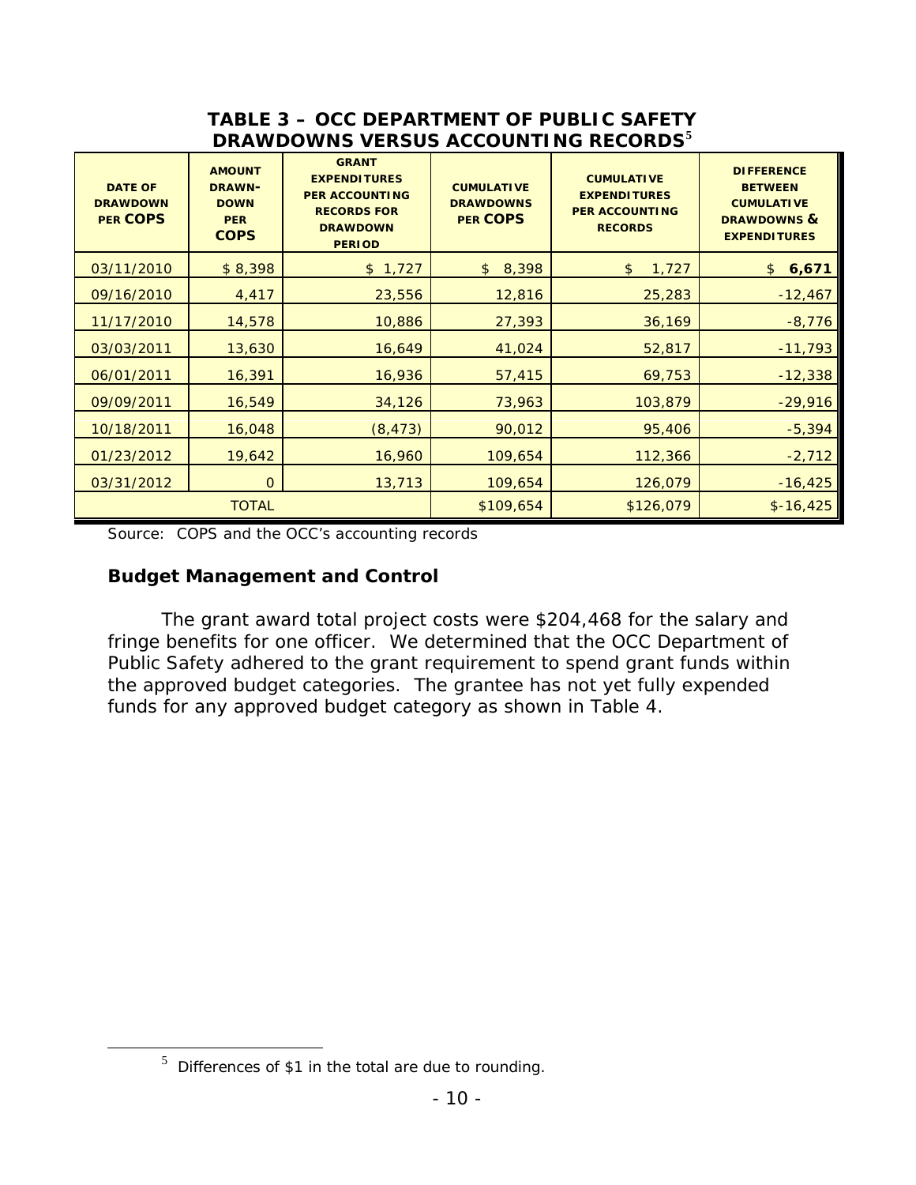**TABLE 3 – OCC DEPARTMENT OF PUBLIC SAFETY DRAWDOWNS VERSUS ACCOUNTING RECORDS**[5]

| DATE OF DRAWDOWN PER COPS | AMOUNT DRAWN-DOWN PER COPS | GRANT EXPENDITURES PER ACCOUNTING RECORDS FOR DRAWDOWN PERIOD | CUMULATIVE DRAWDOWNS PER COPS | CUMULATIVE EXPENDITURES PER ACCOUNTING RECORDS | DIFFERENCE BETWEEN CUMULATIVE DRAWDOWNS & EXPENDITURES |
|---|---|---|---|---|---|
| 03/11/2010 | $ 8,398 | $ 1,727 | $ 8,398 | $ 1,727 | $ **6,671** |
| 09/16/2010 | 4,417 | 23,556 | 12,816 | 25,283 | -12,467 |
| 11/17/2010 | 14,578 | 10,886 | 27,393 | 36,169 | -8,776 |
| 03/03/2011 | 13,630 | 16,649 | 41,024 | 52,817 | -11,793 |
| 06/01/2011 | 16,391 | 16,936 | 57,415 | 69,753 | -12,338 |
| 09/09/2011 | 16,549 | 34,126 | 73,963 | 103,879 | -29,916 |
| 10/18/2011 | 16,048 | (8,473) | 90,012 | 95,406 | -5,394 |
| 01/23/2012 | 19,642 | 16,960 | 109,654 | 112,366 | -2,712 |
| 03/31/2012 | 0 | 13,713 | 109,654 | 126,079 | -16,425 |
| TOTAL | | | $109,654 | $126,079 | $-16,425 |

Source: COPS and the OCC's accounting records

### Budget Management and Control

The grant award total project costs were $204,468 for the salary and fringe benefits for one officer. We determined that the OCC Department of Public Safety adhered to the grant requirement to spend grant funds within the approved budget categories. The grantee has not yet fully expended funds for any approved budget category as shown in Table 4.

[5] Differences of $1 in the total are due to rounding.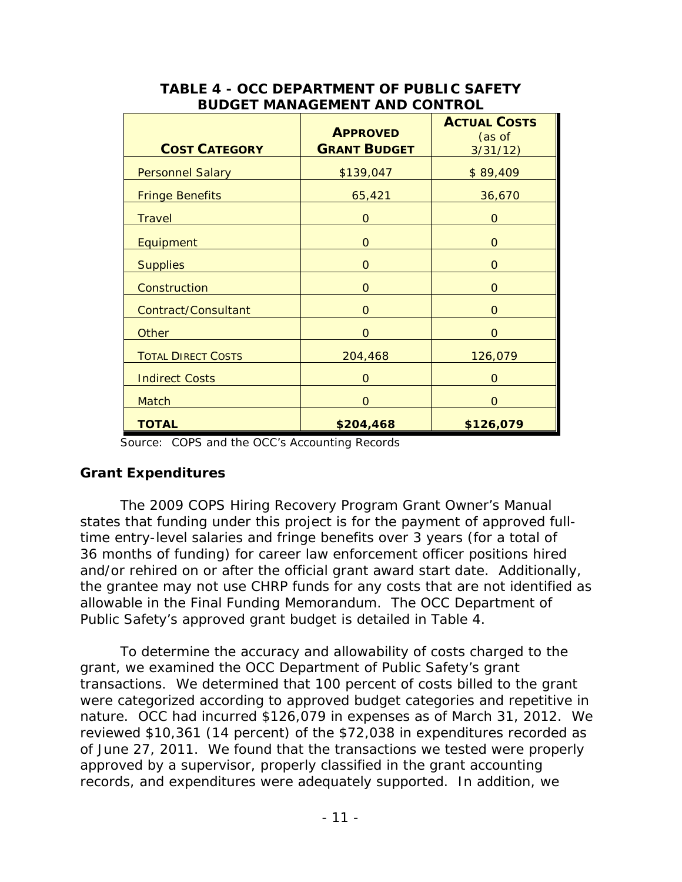**TABLE 4 - OCC DEPARTMENT OF PUBLIC SAFETY BUDGET MANAGEMENT AND CONTROL**

| COST CATEGORY | APPROVED GRANT BUDGET | ACTUAL COSTS (as of 3/31/12) |
|---|---|---|
| Personnel Salary | $139,047 | $ 89,409 |
| Fringe Benefits | 65,421 | 36,670 |
| Travel | 0 | 0 |
| Equipment | 0 | 0 |
| Supplies | 0 | 0 |
| Construction | 0 | 0 |
| Contract/Consultant | 0 | 0 |
| Other | 0 | 0 |
| TOTAL DIRECT COSTS | 204,468 | 126,079 |
| Indirect Costs | 0 | 0 |
| Match | 0 | 0 |
| **TOTAL** | **$204,468** | **$126,079** |

Source: COPS and the OCC's Accounting Records

### Grant Expenditures

The 2009 COPS Hiring Recovery Program Grant Owner's Manual states that funding under this project is for the payment of approved full-time entry-level salaries and fringe benefits over 3 years (for a total of 36 months of funding) for career law enforcement officer positions hired and/or rehired on or after the official grant award start date. Additionally, the grantee may not use CHRP funds for any costs that are not identified as allowable in the Final Funding Memorandum. The OCC Department of Public Safety's approved grant budget is detailed in Table 4.

To determine the accuracy and allowability of costs charged to the grant, we examined the OCC Department of Public Safety's grant transactions. We determined that 100 percent of costs billed to the grant were categorized according to approved budget categories and repetitive in nature. OCC had incurred $126,079 in expenses as of March 31, 2012. We reviewed $10,361 (14 percent) of the $72,038 in expenditures recorded as of June 27, 2011. We found that the transactions we tested were properly approved by a supervisor, properly classified in the grant accounting records, and expenditures were adequately supported. In addition, we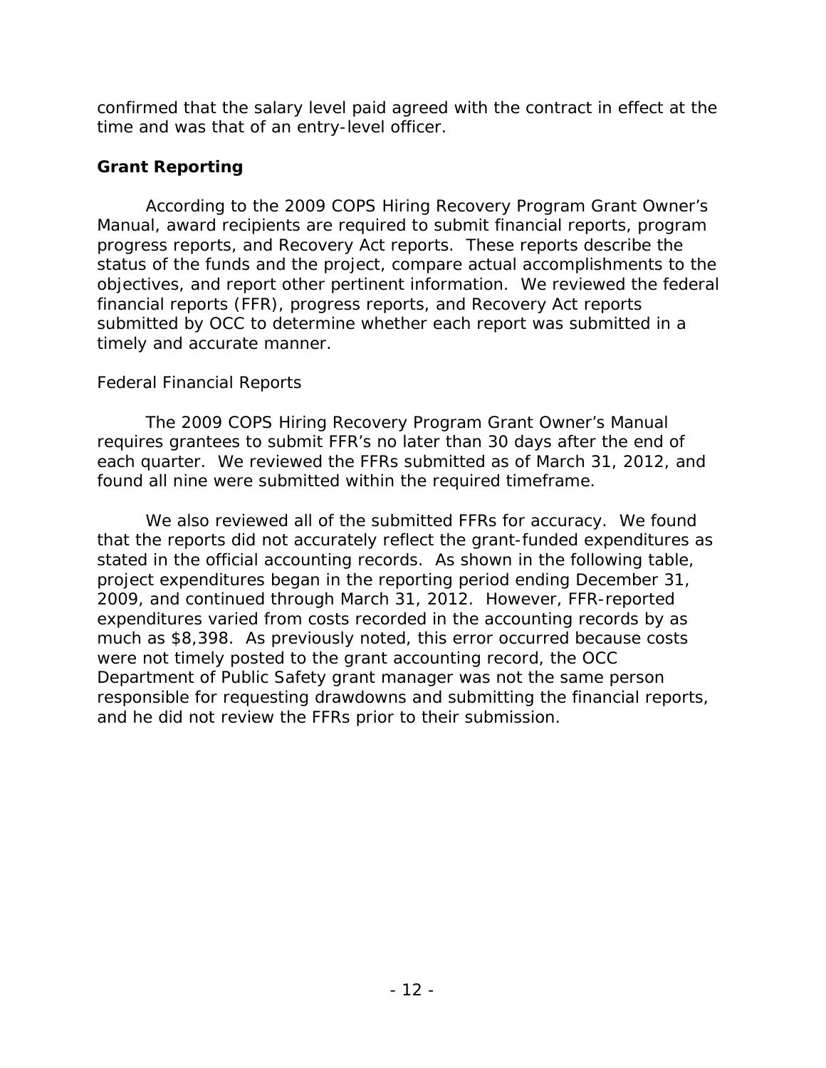confirmed that the salary level paid agreed with the contract in effect at the time and was that of an entry-level officer.

## Grant Reporting

According to the 2009 COPS Hiring Recovery Program Grant Owner's Manual, award recipients are required to submit financial reports, program progress reports, and Recovery Act reports. These reports describe the status of the funds and the project, compare actual accomplishments to the objectives, and report other pertinent information. We reviewed the federal financial reports (FFR), progress reports, and Recovery Act reports submitted by OCC to determine whether each report was submitted in a timely and accurate manner.

### *Federal Financial Reports*

The 2009 COPS Hiring Recovery Program Grant Owner's Manual requires grantees to submit FFR's no later than 30 days after the end of each quarter. We reviewed the FFRs submitted as of March 31, 2012, and found all nine were submitted within the required timeframe.

We also reviewed all of the submitted FFRs for accuracy. We found that the reports did not accurately reflect the grant-funded expenditures as stated in the official accounting records. As shown in the following table, project expenditures began in the reporting period ending December 31, 2009, and continued through March 31, 2012. However, FFR-reported expenditures varied from costs recorded in the accounting records by as much as $8,398. As previously noted, this error occurred because costs were not timely posted to the grant accounting record, the OCC Department of Public Safety grant manager was not the same person responsible for requesting drawdowns and submitting the financial reports, and he did not review the FFRs prior to their submission.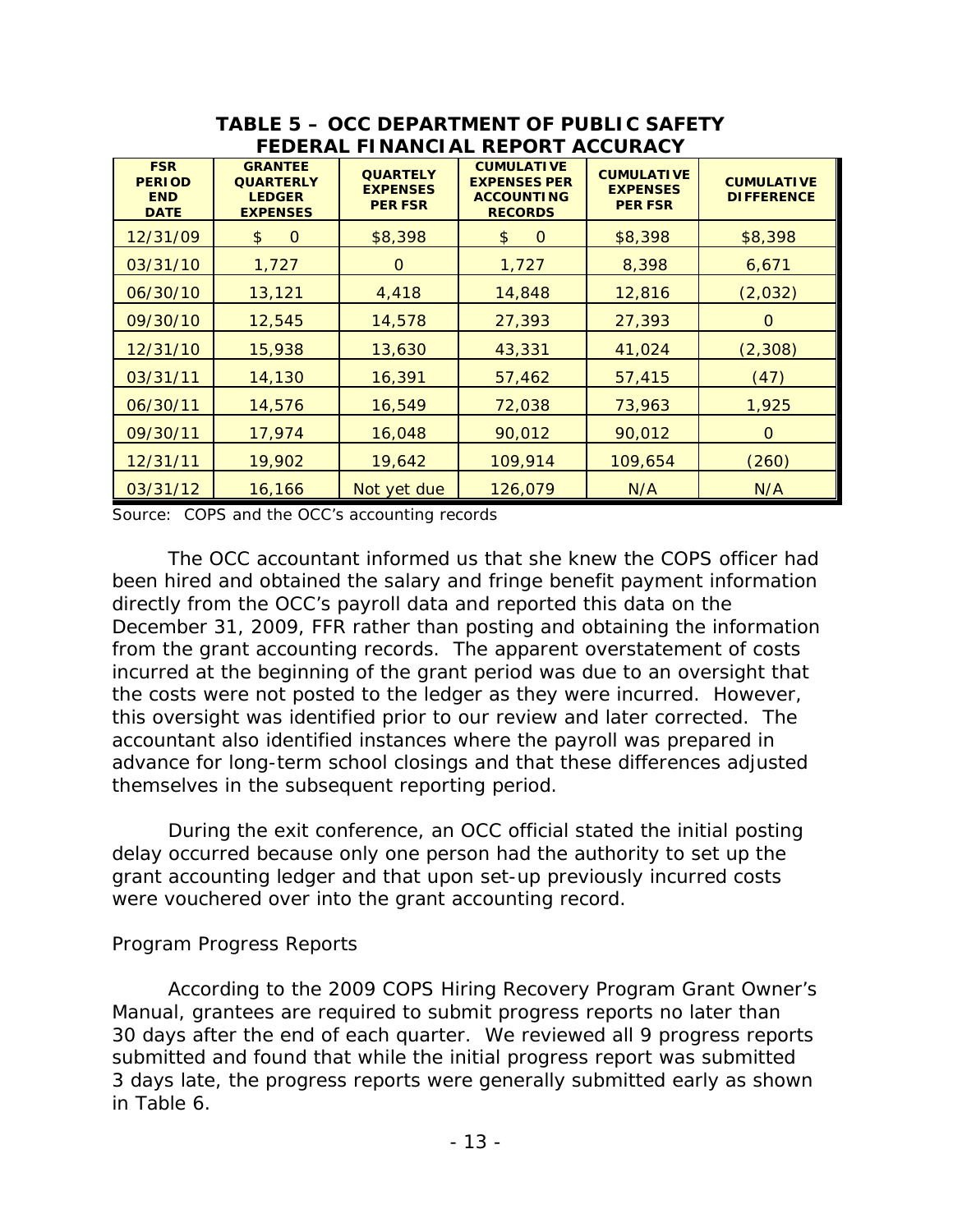**TABLE 5 – OCC DEPARTMENT OF PUBLIC SAFETY FEDERAL FINANCIAL REPORT ACCURACY**

| FSR PERIOD END DATE | GRANTEE QUARTERLY LEDGER EXPENSES | QUARTELY EXPENSES PER FSR | CUMULATIVE EXPENSES PER ACCOUNTING RECORDS | CUMULATIVE EXPENSES PER FSR | CUMULATIVE DIFFERENCE |
|---|---|---|---|---|---|
| 12/31/09 | $ 0 | $8,398 | $ 0 | $8,398 | $8,398 |
| 03/31/10 | 1,727 | 0 | 1,727 | 8,398 | 6,671 |
| 06/30/10 | 13,121 | 4,418 | 14,848 | 12,816 | (2,032) |
| 09/30/10 | 12,545 | 14,578 | 27,393 | 27,393 | 0 |
| 12/31/10 | 15,938 | 13,630 | 43,331 | 41,024 | (2,308) |
| 03/31/11 | 14,130 | 16,391 | 57,462 | 57,415 | (47) |
| 06/30/11 | 14,576 | 16,549 | 72,038 | 73,963 | 1,925 |
| 09/30/11 | 17,974 | 16,048 | 90,012 | 90,012 | 0 |
| 12/31/11 | 19,902 | 19,642 | 109,914 | 109,654 | (260) |
| 03/31/12 | 16,166 | Not yet due | 126,079 | N/A | N/A |

Source: COPS and the OCC's accounting records

The OCC accountant informed us that she knew the COPS officer had been hired and obtained the salary and fringe benefit payment information directly from the OCC's payroll data and reported this data on the December 31, 2009, FFR rather than posting and obtaining the information from the grant accounting records. The apparent overstatement of costs incurred at the beginning of the grant period was due to an oversight that the costs were not posted to the ledger as they were incurred. However, this oversight was identified prior to our review and later corrected. The accountant also identified instances where the payroll was prepared in advance for long-term school closings and that these differences adjusted themselves in the subsequent reporting period.

During the exit conference, an OCC official stated the initial posting delay occurred because only one person had the authority to set up the grant accounting ledger and that upon set-up previously incurred costs were vouchered over into the grant accounting record.

*Program Progress Reports*

According to the 2009 COPS Hiring Recovery Program Grant Owner's Manual, grantees are required to submit progress reports no later than 30 days after the end of each quarter. We reviewed all 9 progress reports submitted and found that while the initial progress report was submitted 3 days late, the progress reports were generally submitted early as shown in Table 6.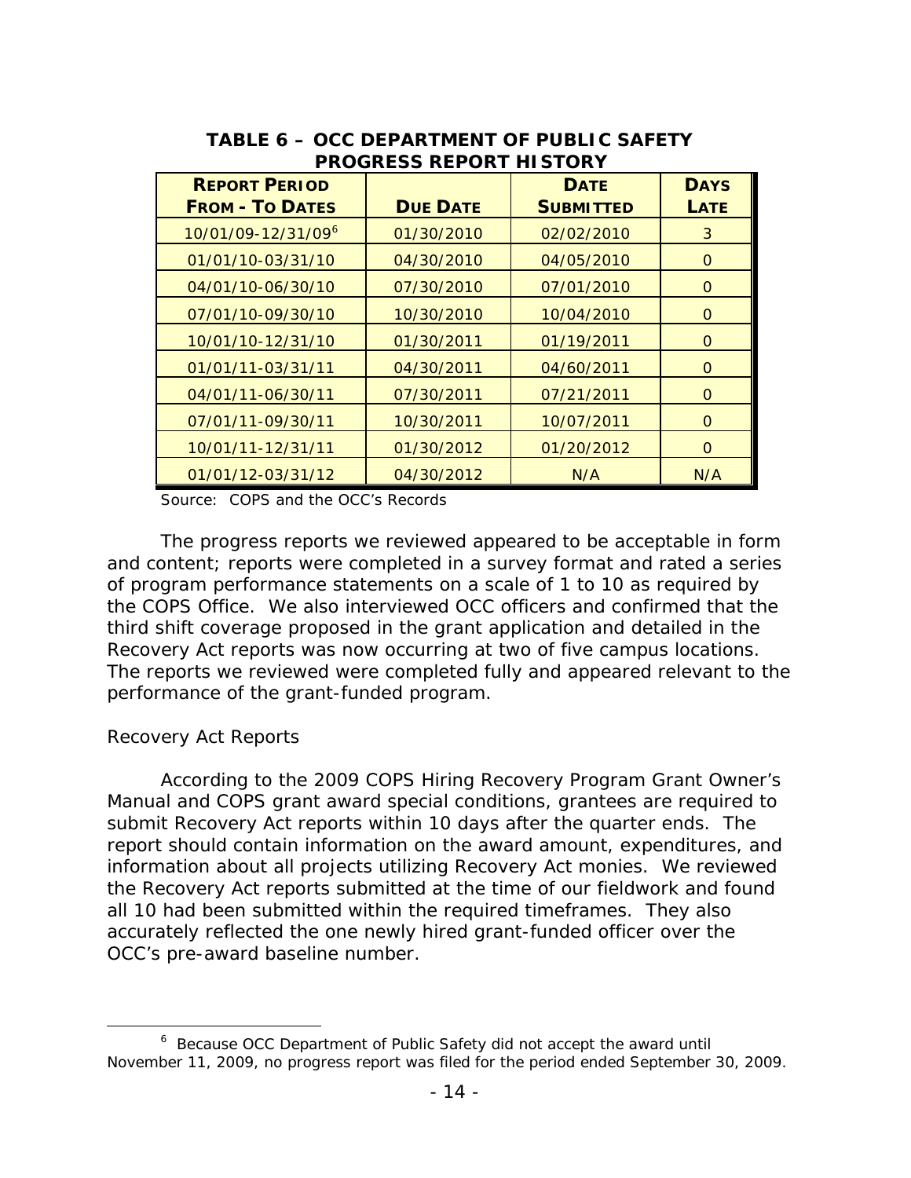**TABLE 6 – OCC DEPARTMENT OF PUBLIC SAFETY PROGRESS REPORT HISTORY**

| REPORT PERIOD FROM - TO DATES | DUE DATE | DATE SUBMITTED | DAYS LATE |
|---|---|---|---|
| 10/01/09-12/31/09[6] | 01/30/2010 | 02/02/2010 | 3 |
| 01/01/10-03/31/10 | 04/30/2010 | 04/05/2010 | 0 |
| 04/01/10-06/30/10 | 07/30/2010 | 07/01/2010 | 0 |
| 07/01/10-09/30/10 | 10/30/2010 | 10/04/2010 | 0 |
| 10/01/10-12/31/10 | 01/30/2011 | 01/19/2011 | 0 |
| 01/01/11-03/31/11 | 04/30/2011 | 04/60/2011 | 0 |
| 04/01/11-06/30/11 | 07/30/2011 | 07/21/2011 | 0 |
| 07/01/11-09/30/11 | 10/30/2011 | 10/07/2011 | 0 |
| 10/01/11-12/31/11 | 01/30/2012 | 01/20/2012 | 0 |
| 01/01/12-03/31/12 | 04/30/2012 | N/A | N/A |

Source: COPS and the OCC's Records

The progress reports we reviewed appeared to be acceptable in form and content; reports were completed in a survey format and rated a series of program performance statements on a scale of 1 to 10 as required by the COPS Office. We also interviewed OCC officers and confirmed that the third shift coverage proposed in the grant application and detailed in the Recovery Act reports was now occurring at two of five campus locations. The reports we reviewed were completed fully and appeared relevant to the performance of the grant-funded program.

*Recovery Act Reports*

According to the 2009 COPS Hiring Recovery Program Grant Owner's Manual and COPS grant award special conditions, grantees are required to submit Recovery Act reports within 10 days after the quarter ends. The report should contain information on the award amount, expenditures, and information about all projects utilizing Recovery Act monies. We reviewed the Recovery Act reports submitted at the time of our fieldwork and found all 10 had been submitted within the required timeframes. They also accurately reflected the one newly hired grant-funded officer over the OCC's pre-award baseline number.

[6] Because OCC Department of Public Safety did not accept the award until November 11, 2009, no progress report was filed for the period ended September 30, 2009.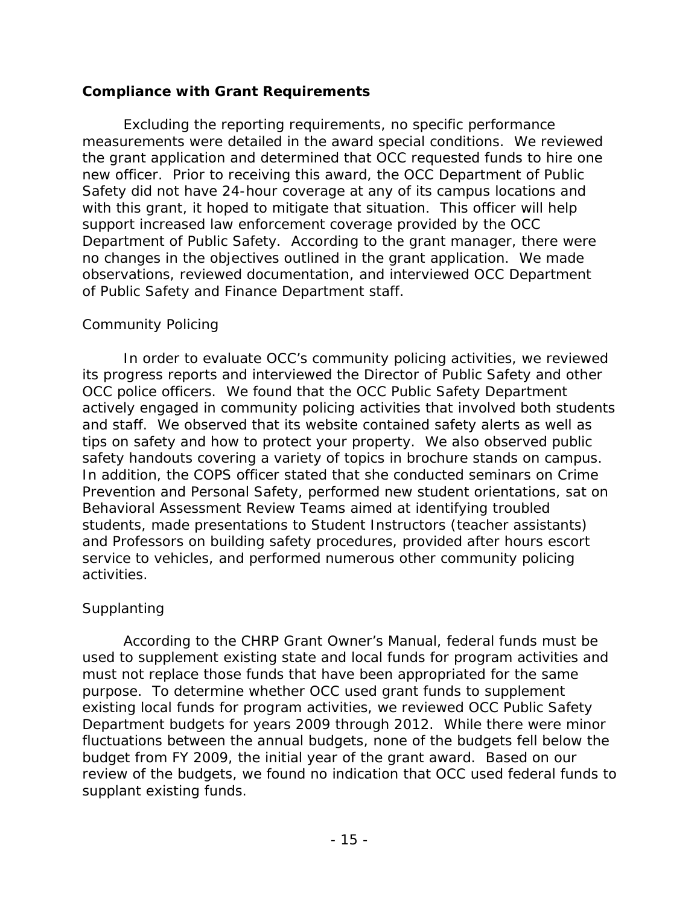## Compliance with Grant Requirements

Excluding the reporting requirements, no specific performance measurements were detailed in the award special conditions. We reviewed the grant application and determined that OCC requested funds to hire one new officer. Prior to receiving this award, the OCC Department of Public Safety did not have 24-hour coverage at any of its campus locations and with this grant, it hoped to mitigate that situation. This officer will help support increased law enforcement coverage provided by the OCC Department of Public Safety. According to the grant manager, there were no changes in the objectives outlined in the grant application. We made observations, reviewed documentation, and interviewed OCC Department of Public Safety and Finance Department staff.

### Community Policing

In order to evaluate OCC's community policing activities, we reviewed its progress reports and interviewed the Director of Public Safety and other OCC police officers. We found that the OCC Public Safety Department actively engaged in community policing activities that involved both students and staff. We observed that its website contained safety alerts as well as tips on safety and how to protect your property. We also observed public safety handouts covering a variety of topics in brochure stands on campus. In addition, the COPS officer stated that she conducted seminars on Crime Prevention and Personal Safety, performed new student orientations, sat on Behavioral Assessment Review Teams aimed at identifying troubled students, made presentations to Student Instructors (teacher assistants) and Professors on building safety procedures, provided after hours escort service to vehicles, and performed numerous other community policing activities.

### Supplanting

According to the CHRP Grant Owner's Manual, federal funds must be used to supplement existing state and local funds for program activities and must not replace those funds that have been appropriated for the same purpose. To determine whether OCC used grant funds to supplement existing local funds for program activities, we reviewed OCC Public Safety Department budgets for years 2009 through 2012. While there were minor fluctuations between the annual budgets, none of the budgets fell below the budget from FY 2009, the initial year of the grant award. Based on our review of the budgets, we found no indication that OCC used federal funds to supplant existing funds.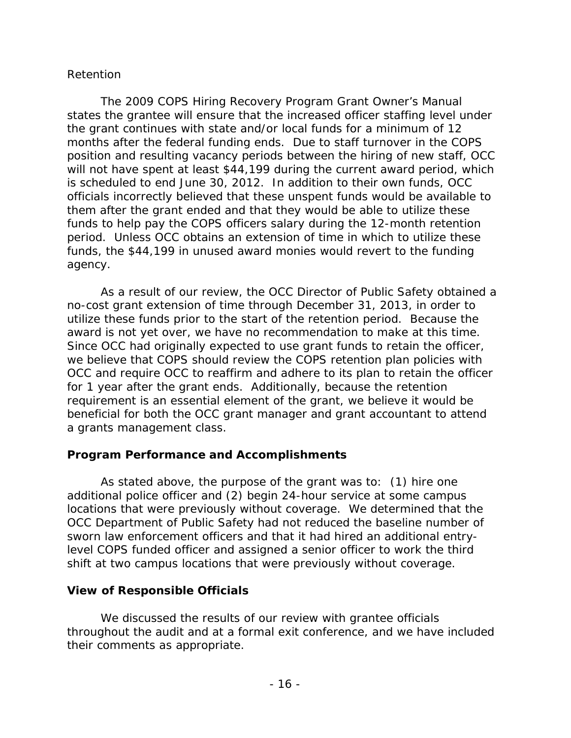Retention

The 2009 COPS Hiring Recovery Program Grant Owner's Manual states the grantee will ensure that the increased officer staffing level under the grant continues with state and/or local funds for a minimum of 12 months after the federal funding ends. Due to staff turnover in the COPS position and resulting vacancy periods between the hiring of new staff, OCC will not have spent at least $44,199 during the current award period, which is scheduled to end June 30, 2012. In addition to their own funds, OCC officials incorrectly believed that these unspent funds would be available to them after the grant ended and that they would be able to utilize these funds to help pay the COPS officers salary during the 12-month retention period. Unless OCC obtains an extension of time in which to utilize these funds, the $44,199 in unused award monies would revert to the funding agency.

As a result of our review, the OCC Director of Public Safety obtained a no-cost grant extension of time through December 31, 2013, in order to utilize these funds prior to the start of the retention period. Because the award is not yet over, we have no recommendation to make at this time. Since OCC had originally expected to use grant funds to retain the officer, we believe that COPS should review the COPS retention plan policies with OCC and require OCC to reaffirm and adhere to its plan to retain the officer for 1 year after the grant ends. Additionally, because the retention requirement is an essential element of the grant, we believe it would be beneficial for both the OCC grant manager and grant accountant to attend a grants management class.

## Program Performance and Accomplishments

As stated above, the purpose of the grant was to: (1) hire one additional police officer and (2) begin 24-hour service at some campus locations that were previously without coverage. We determined that the OCC Department of Public Safety had not reduced the baseline number of sworn law enforcement officers and that it had hired an additional entry-level COPS funded officer and assigned a senior officer to work the third shift at two campus locations that were previously without coverage.

## View of Responsible Officials

We discussed the results of our review with grantee officials throughout the audit and at a formal exit conference, and we have included their comments as appropriate.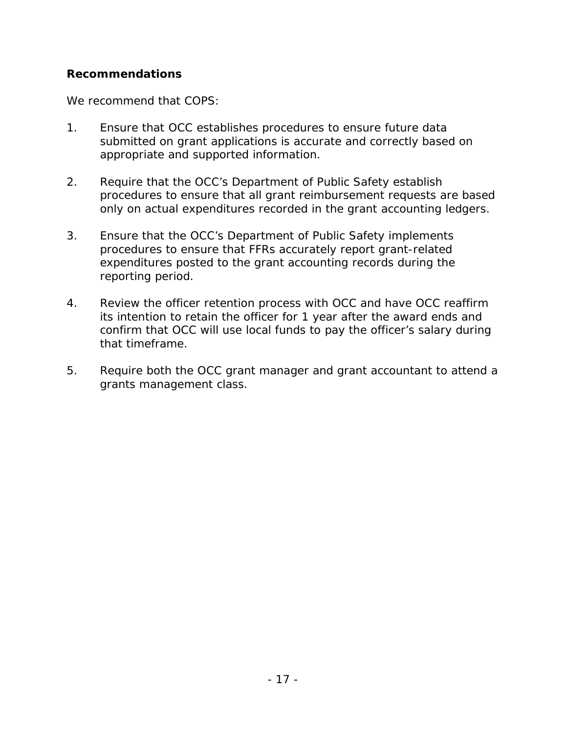**Recommendations**

We recommend that COPS:

1. Ensure that OCC establishes procedures to ensure future data submitted on grant applications is accurate and correctly based on appropriate and supported information.

2. Require that the OCC's Department of Public Safety establish procedures to ensure that all grant reimbursement requests are based only on actual expenditures recorded in the grant accounting ledgers.

3. Ensure that the OCC's Department of Public Safety implements procedures to ensure that FFRs accurately report grant-related expenditures posted to the grant accounting records during the reporting period.

4. Review the officer retention process with OCC and have OCC reaffirm its intention to retain the officer for 1 year after the award ends and confirm that OCC will use local funds to pay the officer's salary during that timeframe.

5. Require both the OCC grant manager and grant accountant to attend a grants management class.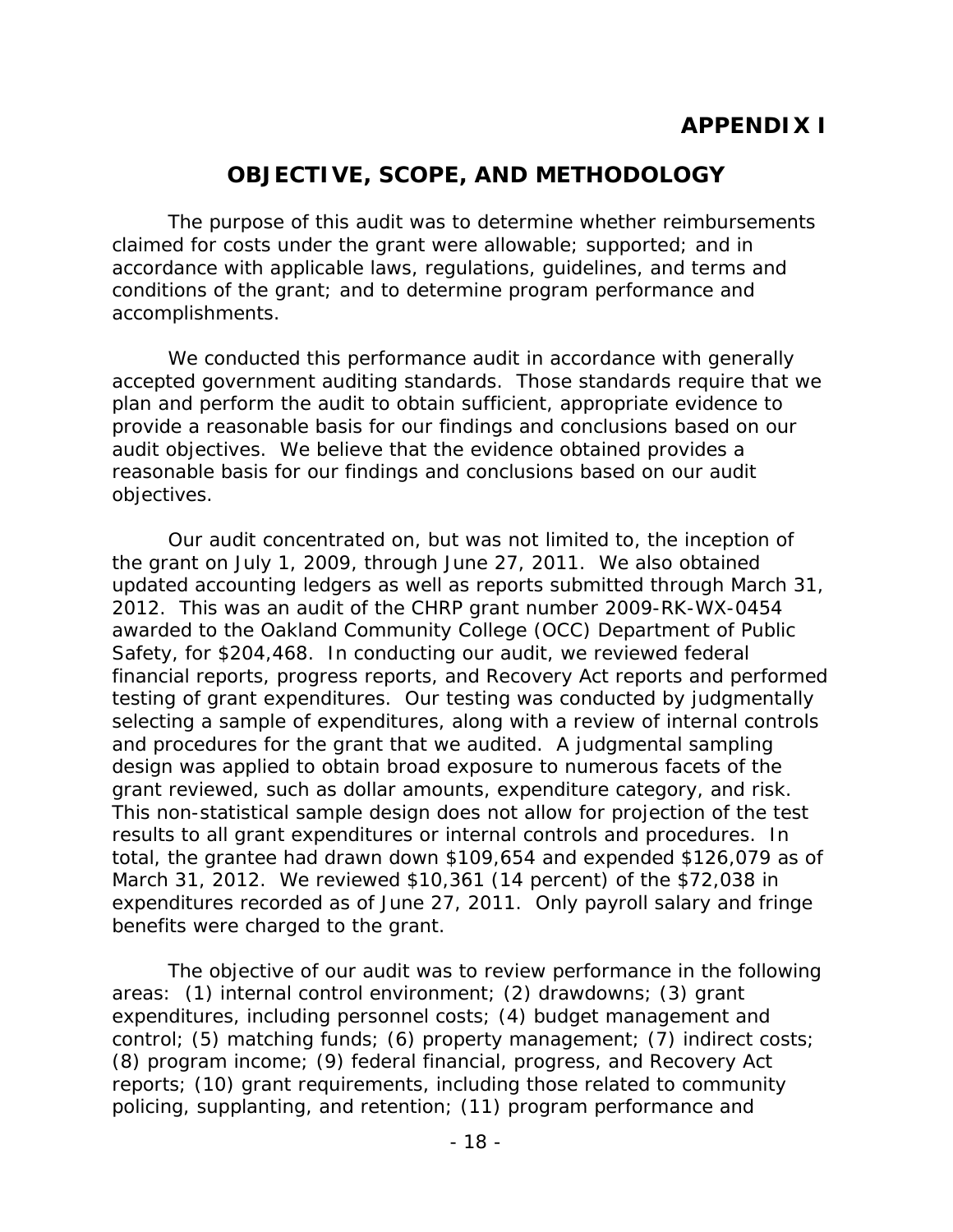# APPENDIX I

## OBJECTIVE, SCOPE, AND METHODOLOGY

The purpose of this audit was to determine whether reimbursements claimed for costs under the grant were allowable; supported; and in accordance with applicable laws, regulations, guidelines, and terms and conditions of the grant; and to determine program performance and accomplishments.

We conducted this performance audit in accordance with generally accepted government auditing standards. Those standards require that we plan and perform the audit to obtain sufficient, appropriate evidence to provide a reasonable basis for our findings and conclusions based on our audit objectives. We believe that the evidence obtained provides a reasonable basis for our findings and conclusions based on our audit objectives.

Our audit concentrated on, but was not limited to, the inception of the grant on July 1, 2009, through June 27, 2011. We also obtained updated accounting ledgers as well as reports submitted through March 31, 2012. This was an audit of the CHRP grant number 2009-RK-WX-0454 awarded to the Oakland Community College (OCC) Department of Public Safety, for $204,468. In conducting our audit, we reviewed federal financial reports, progress reports, and Recovery Act reports and performed testing of grant expenditures. Our testing was conducted by judgmentally selecting a sample of expenditures, along with a review of internal controls and procedures for the grant that we audited. A judgmental sampling design was applied to obtain broad exposure to numerous facets of the grant reviewed, such as dollar amounts, expenditure category, and risk. This non-statistical sample design does not allow for projection of the test results to all grant expenditures or internal controls and procedures. In total, the grantee had drawn down $109,654 and expended $126,079 as of March 31, 2012. We reviewed $10,361 (14 percent) of the $72,038 in expenditures recorded as of June 27, 2011. Only payroll salary and fringe benefits were charged to the grant.

The objective of our audit was to review performance in the following areas: (1) internal control environment; (2) drawdowns; (3) grant expenditures, including personnel costs; (4) budget management and control; (5) matching funds; (6) property management; (7) indirect costs; (8) program income; (9) federal financial, progress, and Recovery Act reports; (10) grant requirements, including those related to community policing, supplanting, and retention; (11) program performance and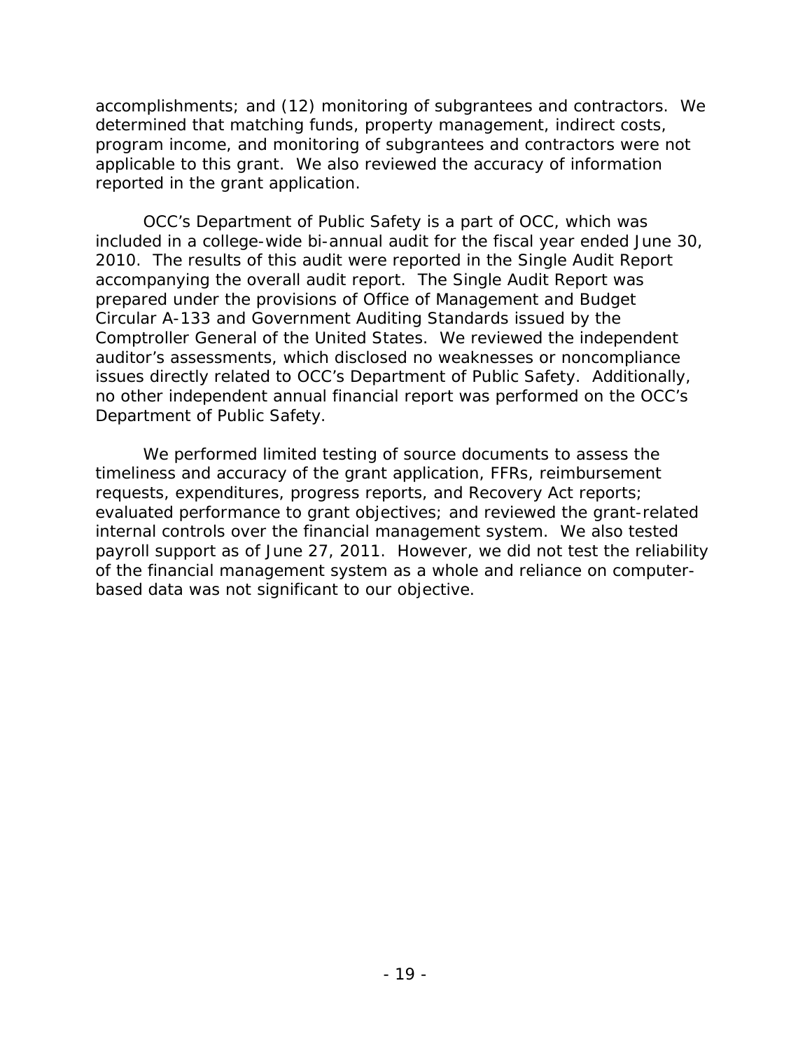accomplishments; and (12) monitoring of subgrantees and contractors. We determined that matching funds, property management, indirect costs, program income, and monitoring of subgrantees and contractors were not applicable to this grant. We also reviewed the accuracy of information reported in the grant application.

OCC's Department of Public Safety is a part of OCC, which was included in a college-wide bi-annual audit for the fiscal year ended June 30, 2010. The results of this audit were reported in the Single Audit Report accompanying the overall audit report. The Single Audit Report was prepared under the provisions of Office of Management and Budget Circular A-133 and Government Auditing Standards issued by the Comptroller General of the United States. We reviewed the independent auditor's assessments, which disclosed no weaknesses or noncompliance issues directly related to OCC's Department of Public Safety. Additionally, no other independent annual financial report was performed on the OCC's Department of Public Safety.

We performed limited testing of source documents to assess the timeliness and accuracy of the grant application, FFRs, reimbursement requests, expenditures, progress reports, and Recovery Act reports; evaluated performance to grant objectives; and reviewed the grant-related internal controls over the financial management system. We also tested payroll support as of June 27, 2011. However, we did not test the reliability of the financial management system as a whole and reliance on computer-based data was not significant to our objective.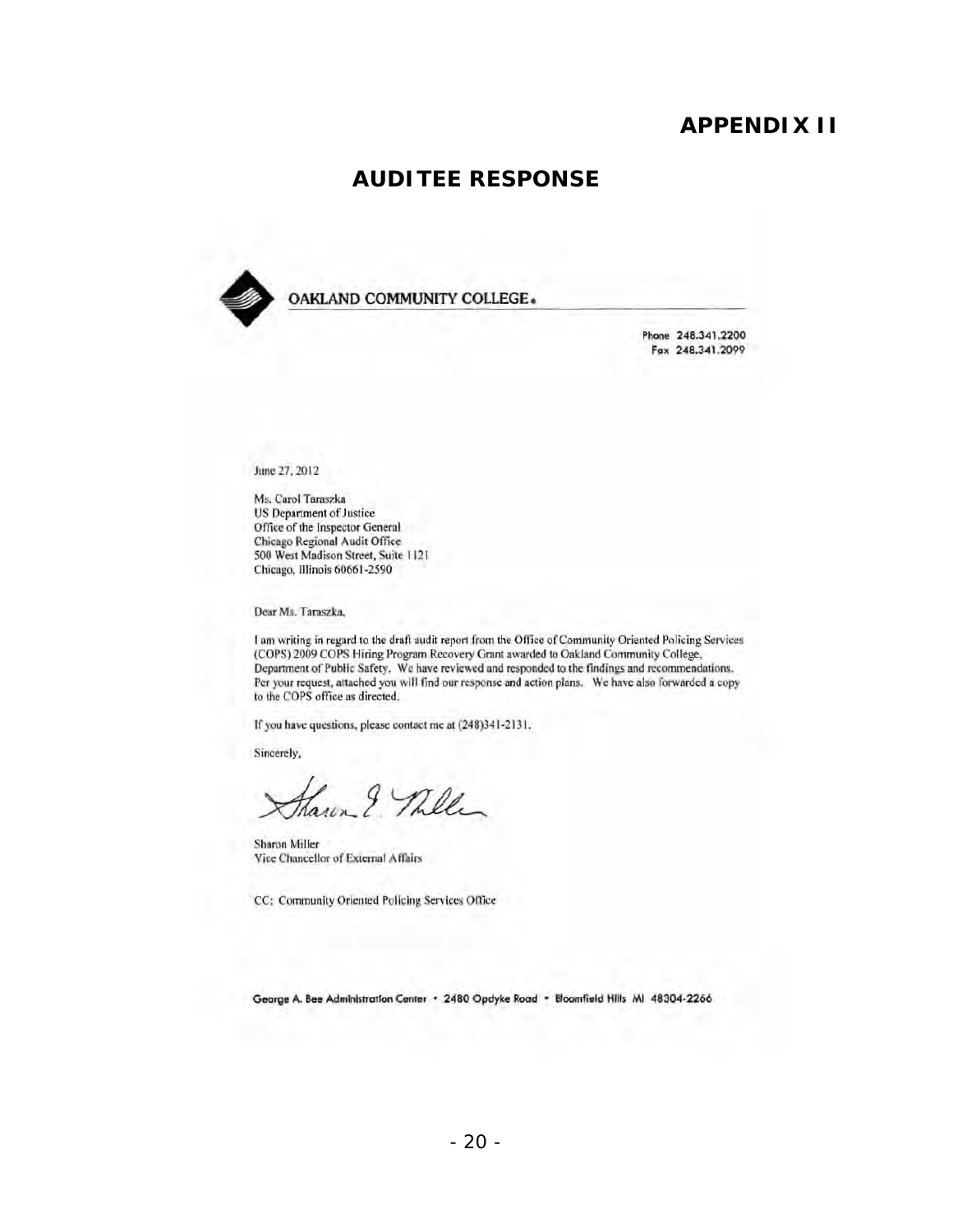# APPENDIX II

## AUDITEE RESPONSE

OAKLAND COMMUNITY COLLEGE.

Phone 248.341.2200
Fax 248.341.2099

June 27, 2012

Ms. Carol Taraszka
US Department of Justice
Office of the Inspector General
Chicago Regional Audit Office
500 West Madison Street, Suite 1121
Chicago, Illinois 60661-2590

Dear Ms. Taraszka,

I am writing in regard to the draft audit report from the Office of Community Oriented Policing Services (COPS) 2009 COPS Hiring Program Recovery Grant awarded to Oakland Community College, Department of Public Safety. We have reviewed and responded to the findings and recommendations. Per your request, attached you will find our response and action plans. We have also forwarded a copy to the COPS office as directed.

If you have questions, please contact me at (248)341-2131.

Sincerely,

Sharon Miller
Vice Chancellor of External Affairs

CC: Community Oriented Policing Services Office

George A. Bee Administration Center • 2480 Opdyke Road • Bloomfield Hills MI 48304-2266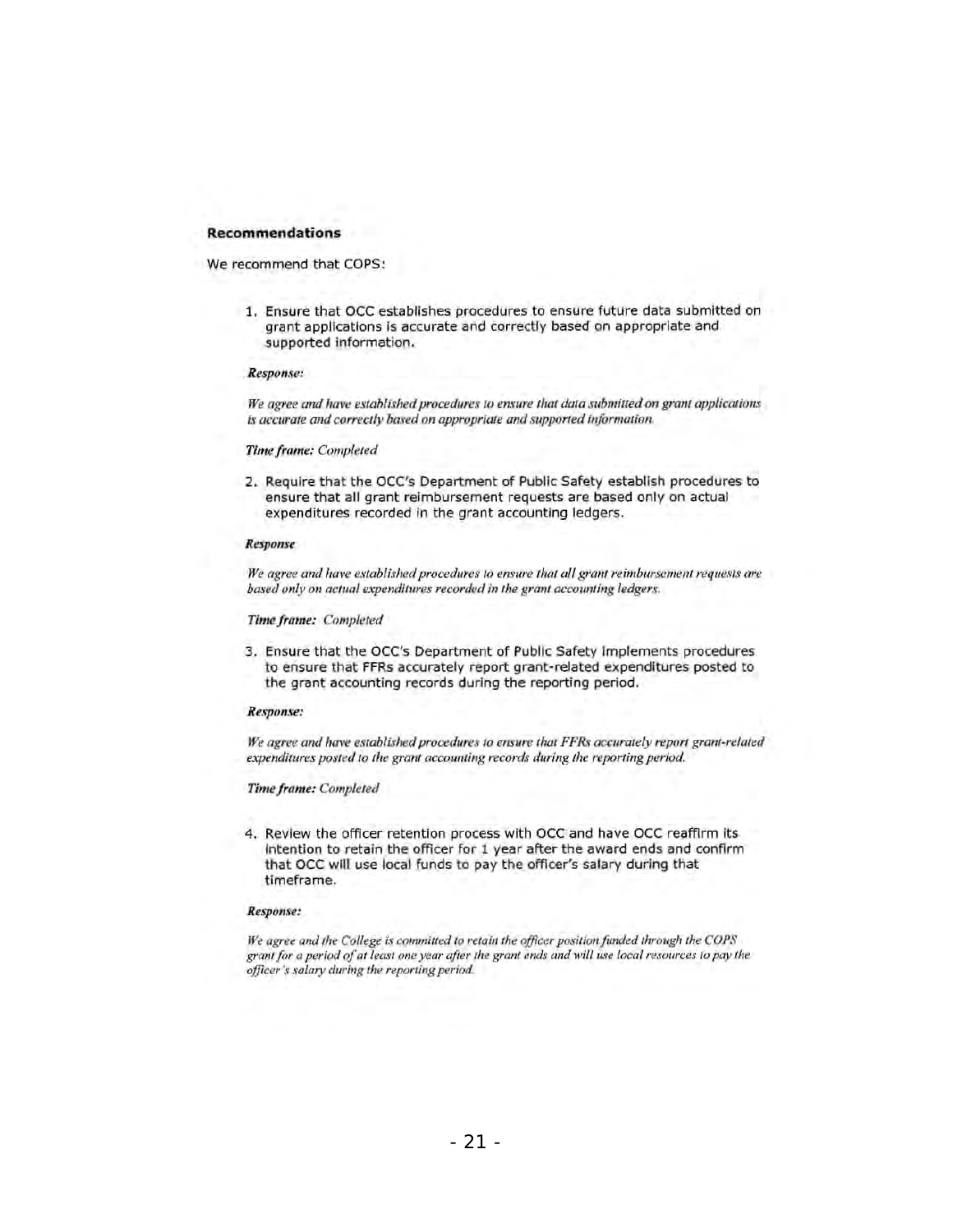**Recommendations**

We recommend that COPS:

1. Ensure that OCC establishes procedures to ensure future data submitted on grant applications is accurate and correctly based on appropriate and supported information.

   ***Response:***

   *We agree and have established procedures to ensure that data submitted on grant applications is accurate and correctly based on appropriate and supported information.*

   ***Time frame:*** *Completed*

2. Require that the OCC's Department of Public Safety establish procedures to ensure that all grant reimbursement requests are based only on actual expenditures recorded in the grant accounting ledgers.

   ***Response***

   *We agree and have established procedures to ensure that all grant reimbursement requests are based only on actual expenditures recorded in the grant accounting ledgers.*

   ***Time frame:*** *Completed*

3. Ensure that the OCC's Department of Public Safety implements procedures to ensure that FFRs accurately report grant-related expenditures posted to the grant accounting records during the reporting period.

   ***Response:***

   *We agree and have established procedures to ensure that FFRs accurately report grant-related expenditures posted to the grant accounting records during the reporting period.*

   ***Time frame:*** *Completed*

4. Review the officer retention process with OCC and have OCC reaffirm its intention to retain the officer for 1 year after the award ends and confirm that OCC will use local funds to pay the officer's salary during that timeframe.

   ***Response:***

   *We agree and the College is committed to retain the officer position funded through the COPS grant for a period of at least one year after the grant ends and will use local resources to pay the officer's salary during the reporting period.*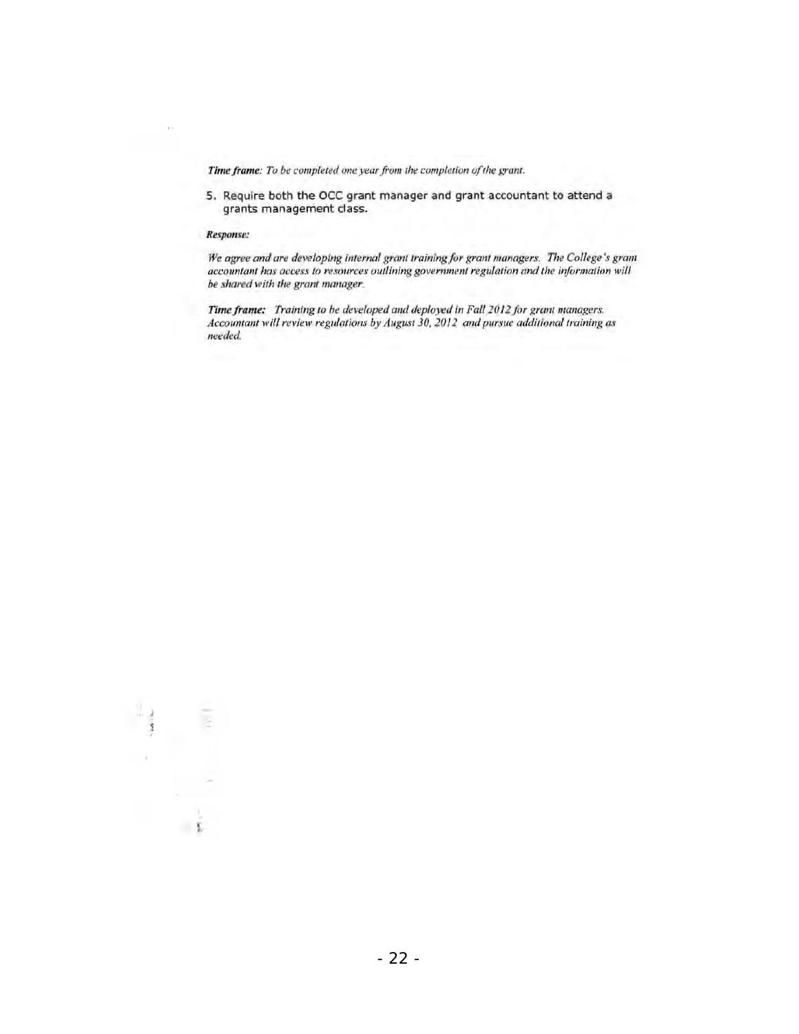***Time frame**: To be completed one year from the completion of the grant.*

5. Require both the OCC grant manager and grant accountant to attend a grants management class.

***Response:***

*We agree and are developing internal grant training for grant managers. The College's gram accountant has access to resources outlining government regulation and the information will be shared with the grant manager.*

***Time frame:** Training to be developed and deployed in Fall 2012 for grant managers. Accountant will review regulations by August 30, 2012 and pursue additional training as needed.*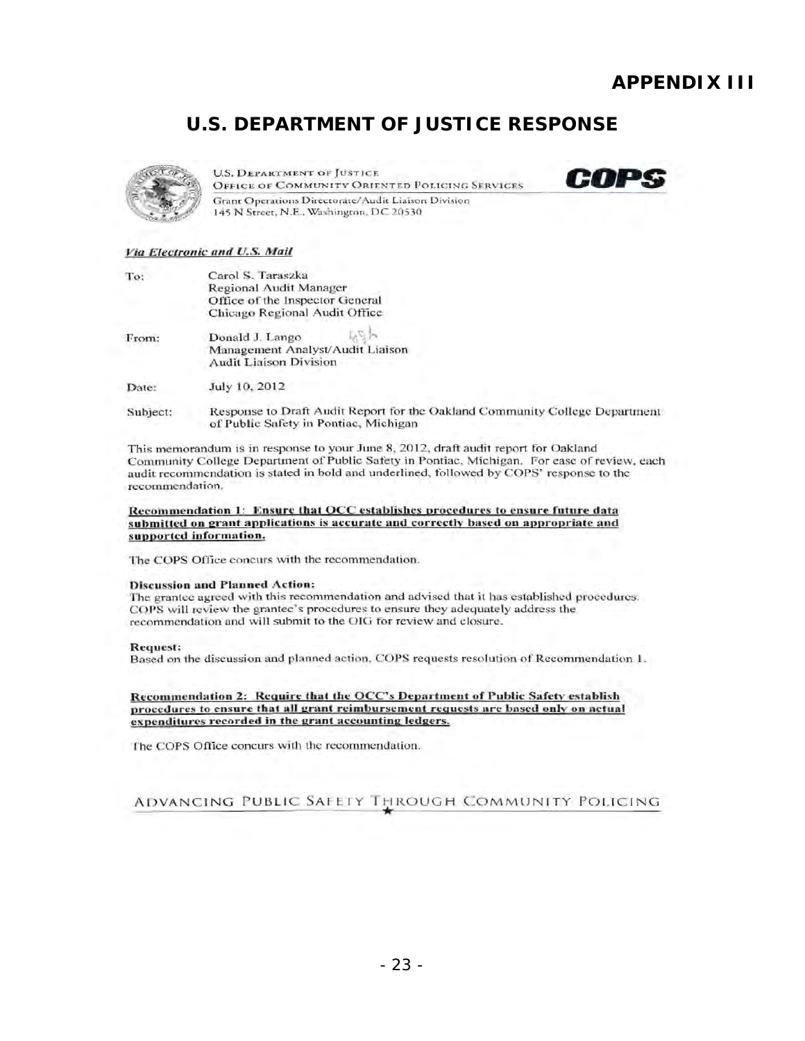# APPENDIX III

## U.S. DEPARTMENT OF JUSTICE RESPONSE

U.S. DEPARTMENT OF JUSTICE
OFFICE OF COMMUNITY ORIENTED POLICING SERVICES

**COPS**

Grant Operations Directorate/Audit Liaison Division
145 N Street, N.E., Washington, DC 20530

***Via Electronic and U.S. Mail***

To: Carol S. Taraszka
Regional Audit Manager
Office of the Inspector General
Chicago Regional Audit Office

From: Donald J. Lango
Management Analyst/Audit Liaison
Audit Liaison Division

Date: July 10, 2012

Subject: Response to Draft Audit Report for the Oakland Community College Department of Public Safety in Pontiac, Michigan

This memorandum is in response to your June 8, 2012, draft audit report for Oakland Community College Department of Public Safety in Pontiac, Michigan. For ease of review, each audit recommendation is stated in bold and underlined, followed by COPS' response to the recommendation.

**Recommendation 1: Ensure that OCC establishes procedures to ensure future data submitted on grant applications is accurate and correctly based on appropriate and supported information.**

The COPS Office concurs with the recommendation.

**Discussion and Planned Action:**
The grantee agreed with this recommendation and advised that it has established procedures. COPS will review the grantee's procedures to ensure they adequately address the recommendation and will submit to the OIG for review and closure.

**Request:**
Based on the discussion and planned action, COPS requests resolution of Recommendation 1.

**Recommendation 2: Require that the OCC's Department of Public Safety establish procedures to ensure that all grant reimbursement requests are based only on actual expenditures recorded in the grant accounting ledgers.**

The COPS Office concurs with the recommendation.

ADVANCING PUBLIC SAFETY THROUGH COMMUNITY POLICING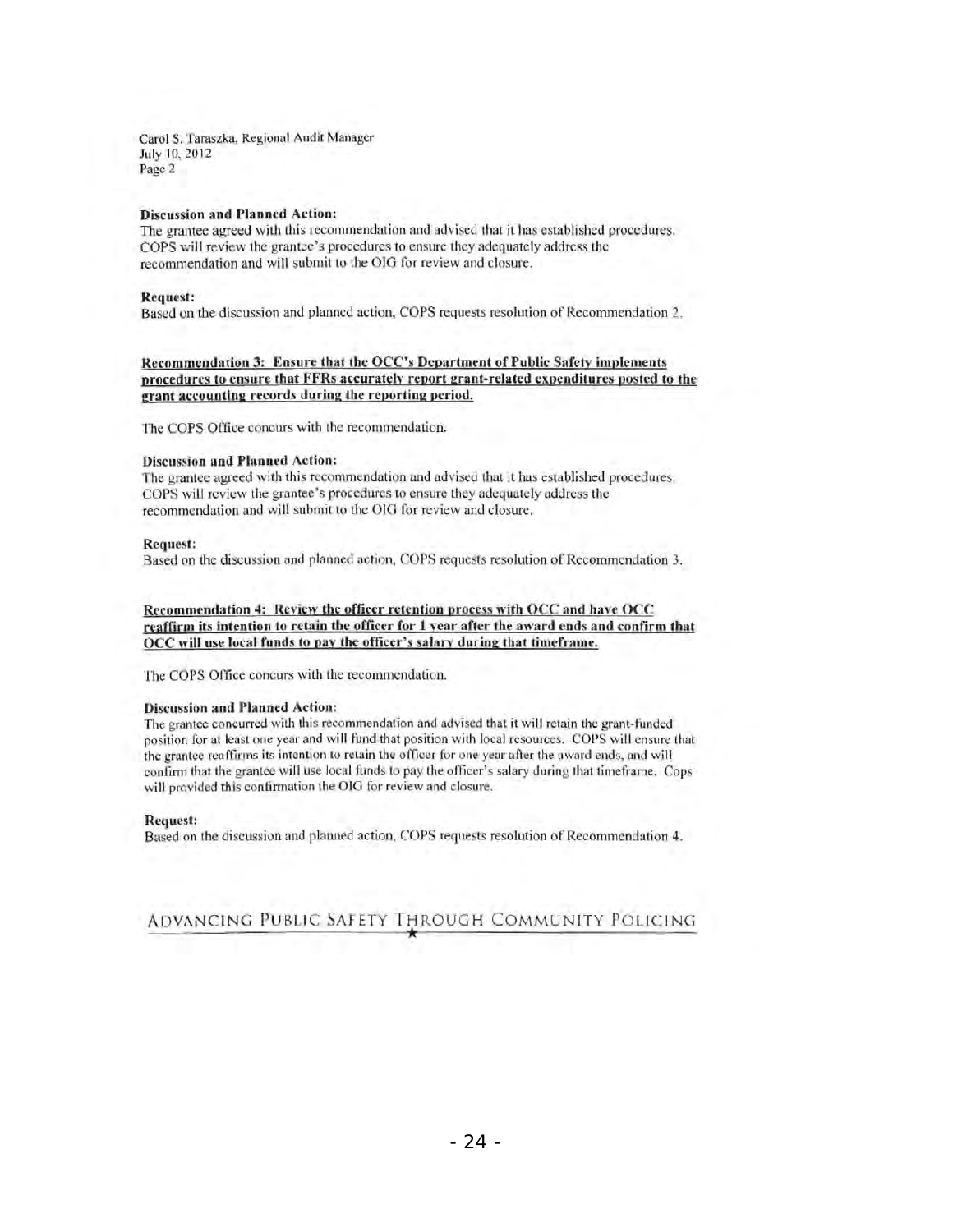Carol S. Taraszka, Regional Audit Manager
July 10, 2012
Page 2

**Discussion and Planned Action:**
The grantee agreed with this recommendation and advised that it has established procedures. COPS will review the grantee's procedures to ensure they adequately address the recommendation and will submit to the OIG for review and closure.

**Request:**
Based on the discussion and planned action, COPS requests resolution of Recommendation 2.

**Recommendation 3: Ensure that the OCC's Department of Public Safety implements procedures to ensure that FFRs accurately report grant-related expenditures posted to the grant accounting records during the reporting period.**

The COPS Office concurs with the recommendation.

**Discussion and Planned Action:**
The grantee agreed with this recommendation and advised that it has established procedures. COPS will review the grantee's procedures to ensure they adequately address the recommendation and will submit to the OIG for review and closure.

**Request:**
Based on the discussion and planned action, COPS requests resolution of Recommendation 3.

**Recommendation 4: Review the officer retention process with OCC and have OCC reaffirm its intention to retain the officer for 1 year after the award ends and confirm that OCC will use local funds to pay the officer's salary during that timeframe.**

The COPS Office concurs with the recommendation.

**Discussion and Planned Action:**
The grantee concurred with this recommendation and advised that it will retain the grant-funded position for at least one year and will fund that position with local resources. COPS will ensure that the grantee reaffirms its intention to retain the officer for one year after the award ends, and will confirm that the grantee will use local funds to pay the officer's salary during that timeframe. Cops will provided this confirmation the OIG for review and closure.

**Request:**
Based on the discussion and planned action, COPS requests resolution of Recommendation 4.

ADVANCING PUBLIC SAFETY THROUGH COMMUNITY POLICING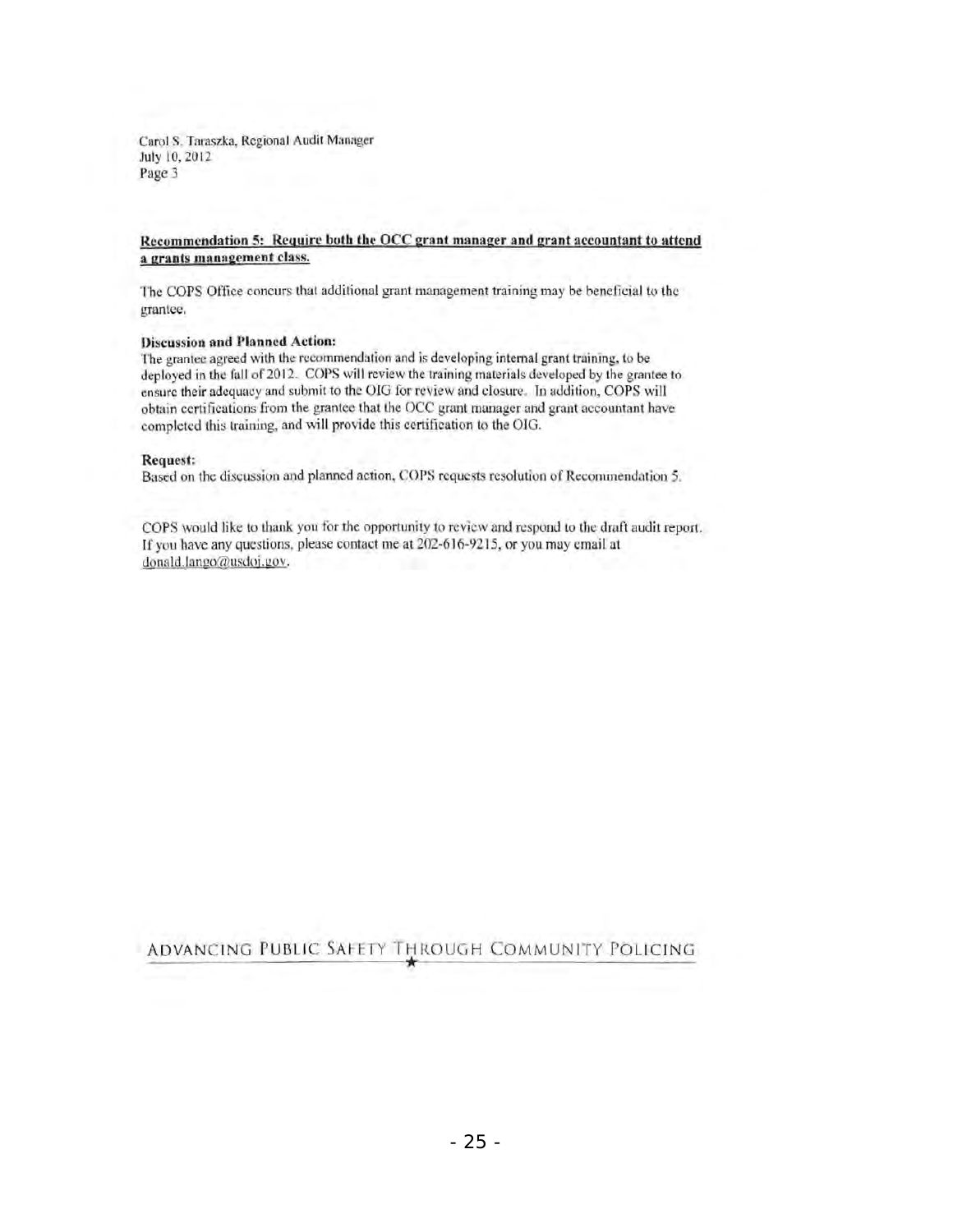Carol S. Taraszka, Regional Audit Manager
July 10, 2012
Page 3

**Recommendation 5: Require both the OCC grant manager and grant accountant to attend a grants management class.**

The COPS Office concurs that additional grant management training may be beneficial to the grantee.

**Discussion and Planned Action:**
The grantee agreed with the recommendation and is developing internal grant training, to be deployed in the fall of 2012. COPS will review the training materials developed by the grantee to ensure their adequacy and submit to the OIG for review and closure. In addition, COPS will obtain certifications from the grantee that the OCC grant manager and grant accountant have completed this training, and will provide this certification to the OIG.

**Request:**
Based on the discussion and planned action, COPS requests resolution of Recommendation 5.

COPS would like to thank you for the opportunity to review and respond to the draft audit report. If you have any questions, please contact me at 202-616-9215, or you may email at donald.lango@usdoj.gov.

ADVANCING PUBLIC SAFETY THROUGH COMMUNITY POLICING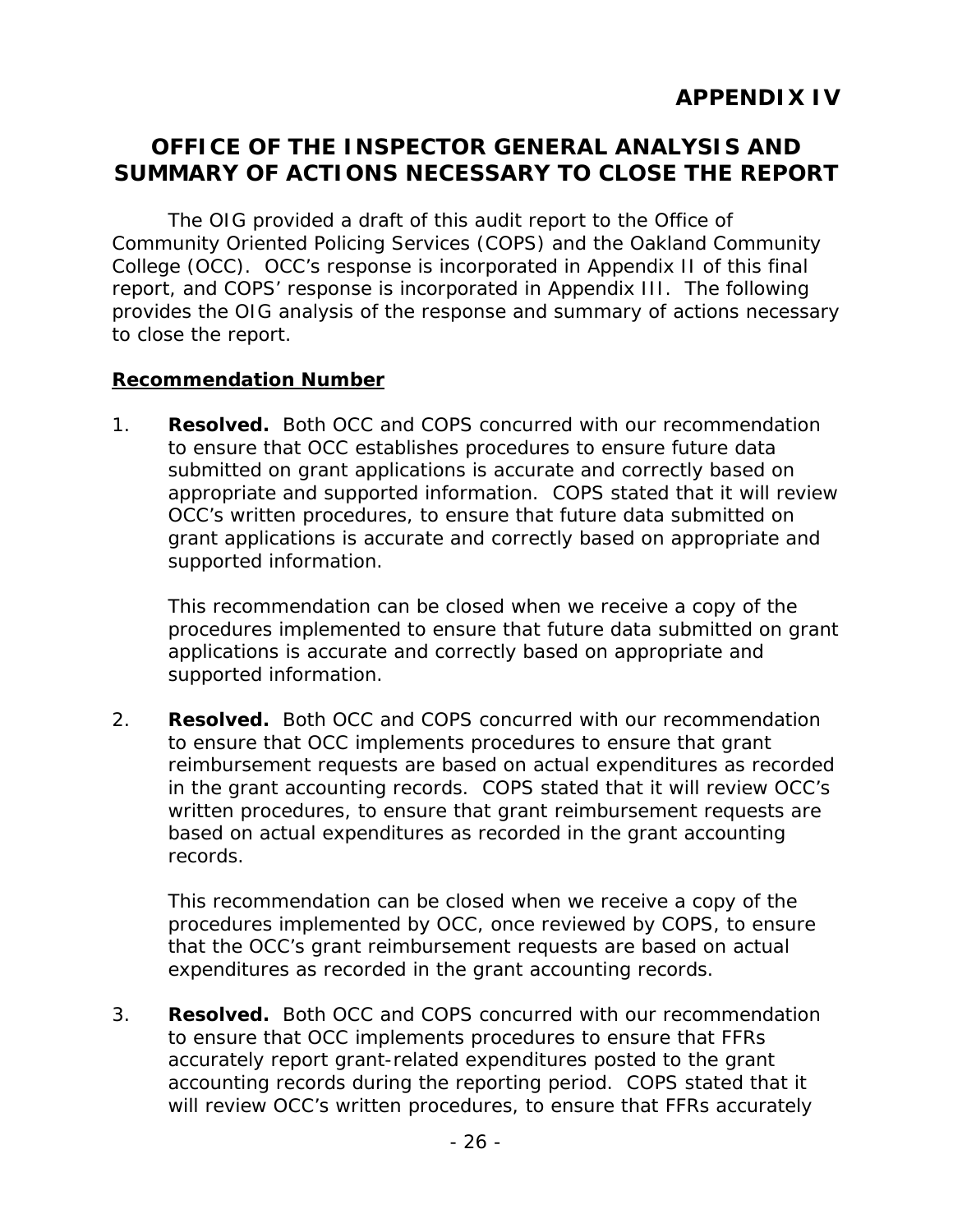# APPENDIX IV

## OFFICE OF THE INSPECTOR GENERAL ANALYSIS AND SUMMARY OF ACTIONS NECESSARY TO CLOSE THE REPORT

The OIG provided a draft of this audit report to the Office of Community Oriented Policing Services (COPS) and the Oakland Community College (OCC). OCC's response is incorporated in Appendix II of this final report, and COPS' response is incorporated in Appendix III. The following provides the OIG analysis of the response and summary of actions necessary to close the report.

**Recommendation Number**

1. **Resolved.** Both OCC and COPS concurred with our recommendation to ensure that OCC establishes procedures to ensure future data submitted on grant applications is accurate and correctly based on appropriate and supported information. COPS stated that it will review OCC's written procedures, to ensure that future data submitted on grant applications is accurate and correctly based on appropriate and supported information.

   This recommendation can be closed when we receive a copy of the procedures implemented to ensure that future data submitted on grant applications is accurate and correctly based on appropriate and supported information.

2. **Resolved.** Both OCC and COPS concurred with our recommendation to ensure that OCC implements procedures to ensure that grant reimbursement requests are based on actual expenditures as recorded in the grant accounting records. COPS stated that it will review OCC's written procedures, to ensure that grant reimbursement requests are based on actual expenditures as recorded in the grant accounting records.

   This recommendation can be closed when we receive a copy of the procedures implemented by OCC, once reviewed by COPS, to ensure that the OCC's grant reimbursement requests are based on actual expenditures as recorded in the grant accounting records.

3. **Resolved.** Both OCC and COPS concurred with our recommendation to ensure that OCC implements procedures to ensure that FFRs accurately report grant-related expenditures posted to the grant accounting records during the reporting period. COPS stated that it will review OCC's written procedures, to ensure that FFRs accurately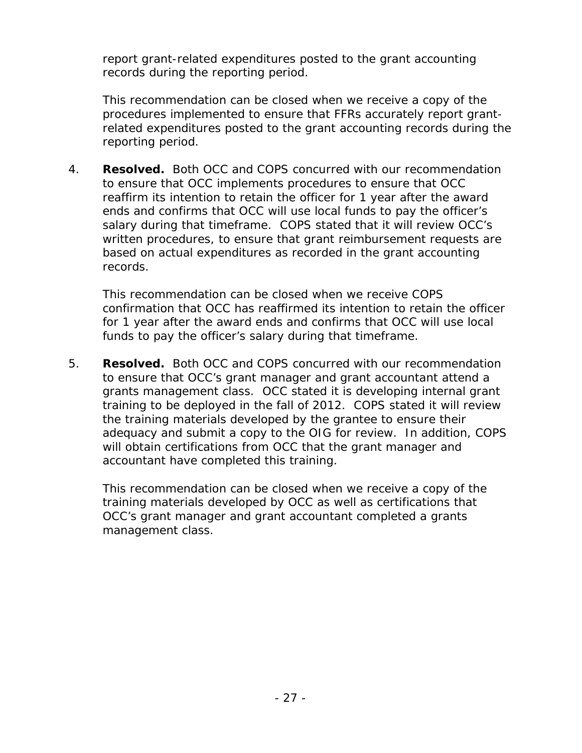report grant-related expenditures posted to the grant accounting records during the reporting period.

This recommendation can be closed when we receive a copy of the procedures implemented to ensure that FFRs accurately report grant-related expenditures posted to the grant accounting records during the reporting period.

4. **Resolved.** Both OCC and COPS concurred with our recommendation to ensure that OCC implements procedures to ensure that OCC reaffirm its intention to retain the officer for 1 year after the award ends and confirms that OCC will use local funds to pay the officer's salary during that timeframe. COPS stated that it will review OCC's written procedures, to ensure that grant reimbursement requests are based on actual expenditures as recorded in the grant accounting records.

   This recommendation can be closed when we receive COPS confirmation that OCC has reaffirmed its intention to retain the officer for 1 year after the award ends and confirms that OCC will use local funds to pay the officer's salary during that timeframe.

5. **Resolved.** Both OCC and COPS concurred with our recommendation to ensure that OCC's grant manager and grant accountant attend a grants management class. OCC stated it is developing internal grant training to be deployed in the fall of 2012. COPS stated it will review the training materials developed by the grantee to ensure their adequacy and submit a copy to the OIG for review. In addition, COPS will obtain certifications from OCC that the grant manager and accountant have completed this training.

   This recommendation can be closed when we receive a copy of the training materials developed by OCC as well as certifications that OCC's grant manager and grant accountant completed a grants management class.